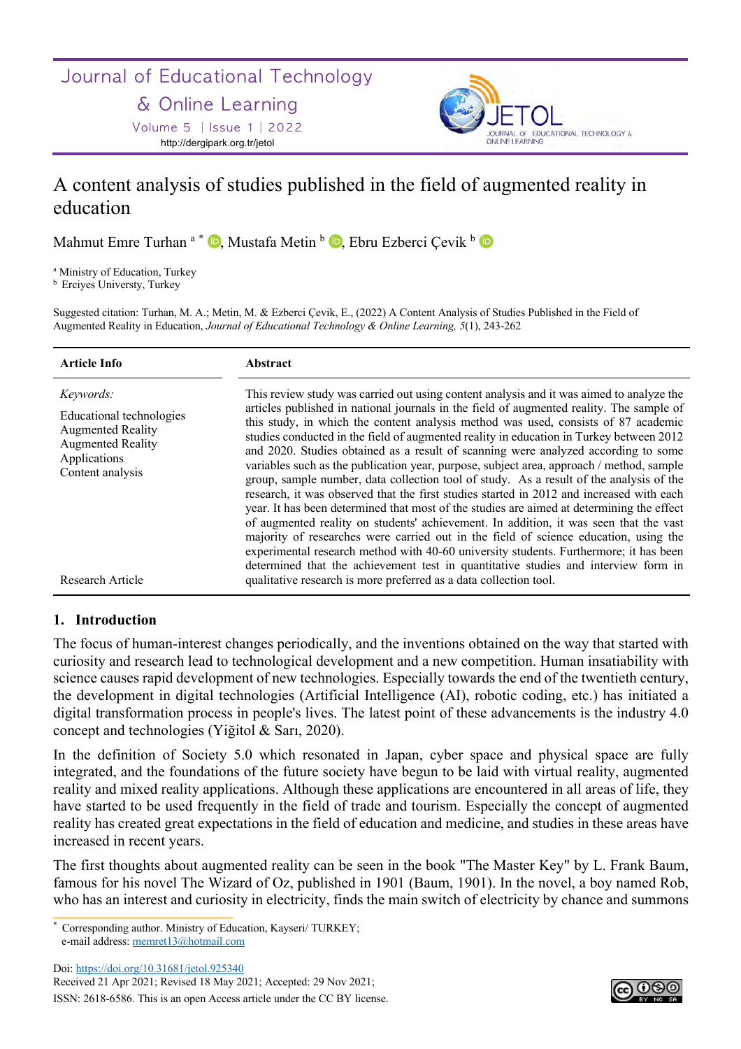# A content analysis of studies published in the field of augmented reality in education

Mahmut Emre Turhan [a] *, Mustafa Metin [b], Ebru Ezberci Çevik [b]

[a] Ministry of Education, Turkey
[b] Erciyes Universty, Turkey

Suggested citation: Turhan, M. A.; Metin, M. & Ezberci Çevik, E., (2022) A Content Analysis of Studies Published in the Field of Augmented Reality in Education, *Journal of Educational Technology & Online Learning, 5*(1), 243-262

| Article Info | Abstract |
|---|---|
| *Keywords:* Educational technologies, Augmented Reality, Augmented Reality Applications, Content analysis | This review study was carried out using content analysis and it was aimed to analyze the articles published in national journals in the field of augmented reality. The sample of this study, in which the content analysis method was used, consists of 87 academic studies conducted in the field of augmented reality in education in Turkey between 2012 and 2020. Studies obtained as a result of scanning were analyzed according to some variables such as the publication year, purpose, subject area, approach / method, sample group, sample number, data collection tool of study. As a result of the analysis of the research, it was observed that the first studies started in 2012 and increased with each year. It has been determined that most of the studies are aimed at determining the effect of augmented reality on students' achievement. In addition, it was seen that the vast majority of researches were carried out in the field of science education, using the experimental research method with 40-60 university students. Furthermore; it has been determined that the achievement test in quantitative studies and interview form in qualitative research is more preferred as a data collection tool. |
| Research Article | |

## 1. Introduction

The focus of human-interest changes periodically, and the inventions obtained on the way that started with curiosity and research lead to technological development and a new competition. Human insatiability with science causes rapid development of new technologies. Especially towards the end of the twentieth century, the development in digital technologies (Artificial Intelligence (AI), robotic coding, etc.) has initiated a digital transformation process in people's lives. The latest point of these advancements is the industry 4.0 concept and technologies (Yiğitol & Sarı, 2020).

In the definition of Society 5.0 which resonated in Japan, cyber space and physical space are fully integrated, and the foundations of the future society have begun to be laid with virtual reality, augmented reality and mixed reality applications. Although these applications are encountered in all areas of life, they have started to be used frequently in the field of trade and tourism. Especially the concept of augmented reality has created great expectations in the field of education and medicine, and studies in these areas have increased in recent years.

The first thoughts about augmented reality can be seen in the book "The Master Key" by L. Frank Baum, famous for his novel The Wizard of Oz, published in 1901 (Baum, 1901). In the novel, a boy named Rob, who has an interest and curiosity in electricity, finds the main switch of electricity by chance and summons

\* Corresponding author. Ministry of Education, Kayseri/ TURKEY;
e-mail address: memret13@hotmail.com

Doi: https://doi.org/10.31681/jetol.925340
Received 21 Apr 2021; Revised 18 May 2021; Accepted: 29 Nov 2021;
ISSN: 2618-6586. This is an open Access article under the CC BY license.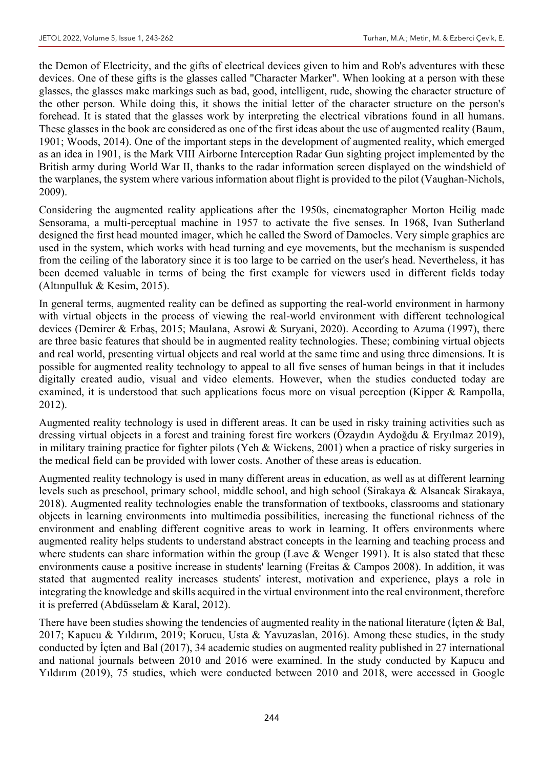the Demon of Electricity, and the gifts of electrical devices given to him and Rob's adventures with these devices. One of these gifts is the glasses called "Character Marker". When looking at a person with these glasses, the glasses make markings such as bad, good, intelligent, rude, showing the character structure of the other person. While doing this, it shows the initial letter of the character structure on the person's forehead. It is stated that the glasses work by interpreting the electrical vibrations found in all humans. These glasses in the book are considered as one of the first ideas about the use of augmented reality (Baum, 1901; Woods, 2014). One of the important steps in the development of augmented reality, which emerged as an idea in 1901, is the Mark VIII Airborne Interception Radar Gun sighting project implemented by the British army during World War II, thanks to the radar information screen displayed on the windshield of the warplanes, the system where various information about flight is provided to the pilot (Vaughan-Nichols, 2009).

Considering the augmented reality applications after the 1950s, cinematographer Morton Heilig made Sensorama, a multi-perceptual machine in 1957 to activate the five senses. In 1968, Ivan Sutherland designed the first head mounted imager, which he called the Sword of Damocles. Very simple graphics are used in the system, which works with head turning and eye movements, but the mechanism is suspended from the ceiling of the laboratory since it is too large to be carried on the user's head. Nevertheless, it has been deemed valuable in terms of being the first example for viewers used in different fields today (Altınpulluk & Kesim, 2015).

In general terms, augmented reality can be defined as supporting the real-world environment in harmony with virtual objects in the process of viewing the real-world environment with different technological devices (Demirer & Erbaş, 2015; Maulana, Asrowi & Suryani, 2020). According to Azuma (1997), there are three basic features that should be in augmented reality technologies. These; combining virtual objects and real world, presenting virtual objects and real world at the same time and using three dimensions. It is possible for augmented reality technology to appeal to all five senses of human beings in that it includes digitally created audio, visual and video elements. However, when the studies conducted today are examined, it is understood that such applications focus more on visual perception (Kipper & Rampolla, 2012).

Augmented reality technology is used in different areas. It can be used in risky training activities such as dressing virtual objects in a forest and training forest fire workers (Özaydın Aydoğdu & Eryılmaz 2019), in military training practice for fighter pilots (Yeh & Wickens, 2001) when a practice of risky surgeries in the medical field can be provided with lower costs. Another of these areas is education.

Augmented reality technology is used in many different areas in education, as well as at different learning levels such as preschool, primary school, middle school, and high school (Sirakaya & Alsancak Sirakaya, 2018). Augmented reality technologies enable the transformation of textbooks, classrooms and stationary objects in learning environments into multimedia possibilities, increasing the functional richness of the environment and enabling different cognitive areas to work in learning. It offers environments where augmented reality helps students to understand abstract concepts in the learning and teaching process and where students can share information within the group (Lave & Wenger 1991). It is also stated that these environments cause a positive increase in students' learning (Freitas & Campos 2008). In addition, it was stated that augmented reality increases students' interest, motivation and experience, plays a role in integrating the knowledge and skills acquired in the virtual environment into the real environment, therefore it is preferred (Abdüsselam & Karal, 2012).

There have been studies showing the tendencies of augmented reality in the national literature (İçten & Bal, 2017; Kapucu & Yıldırım, 2019; Korucu, Usta & Yavuzaslan, 2016). Among these studies, in the study conducted by İçten and Bal (2017), 34 academic studies on augmented reality published in 27 international and national journals between 2010 and 2016 were examined. In the study conducted by Kapucu and Yıldırım (2019), 75 studies, which were conducted between 2010 and 2018, were accessed in Google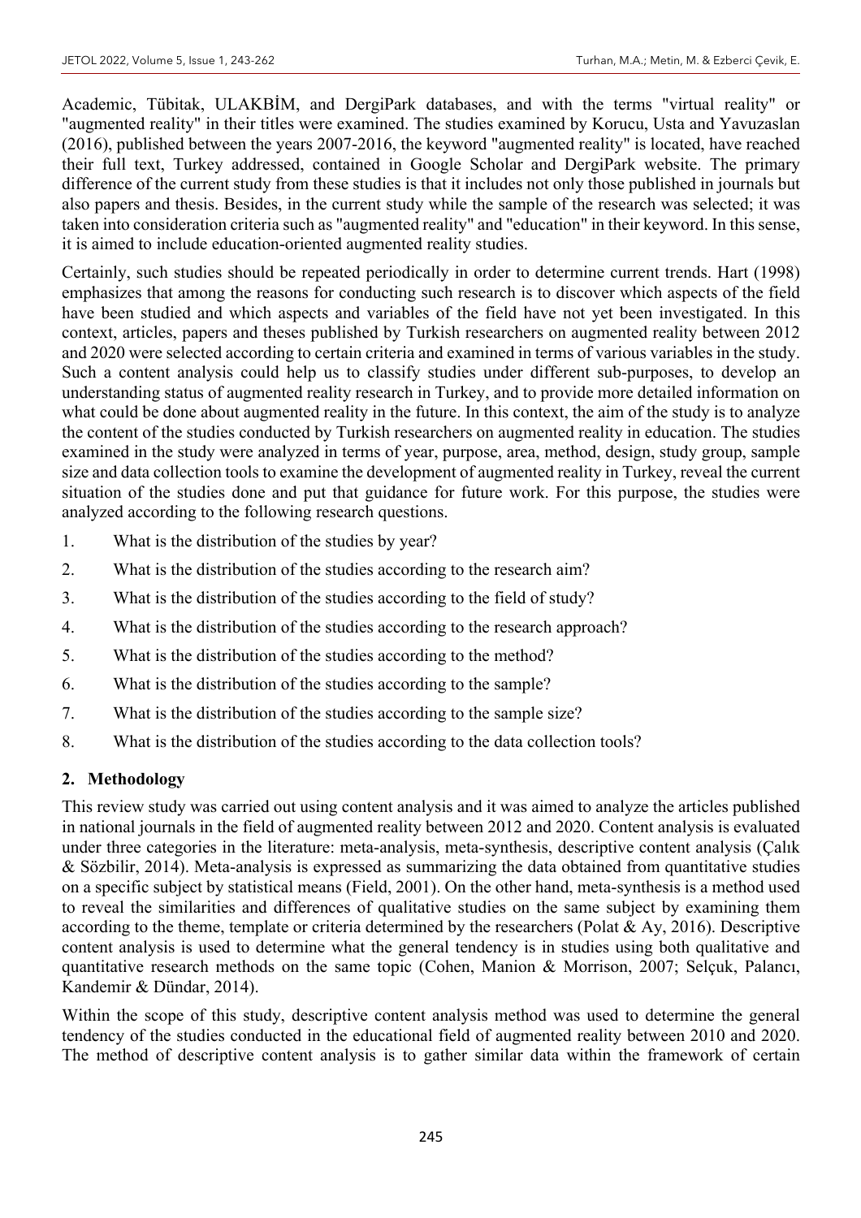Academic, Tübitak, ULAKBİM, and DergiPark databases, and with the terms "virtual reality" or "augmented reality" in their titles were examined. The studies examined by Korucu, Usta and Yavuzaslan (2016), published between the years 2007-2016, the keyword "augmented reality" is located, have reached their full text, Turkey addressed, contained in Google Scholar and DergiPark website. The primary difference of the current study from these studies is that it includes not only those published in journals but also papers and thesis. Besides, in the current study while the sample of the research was selected; it was taken into consideration criteria such as "augmented reality" and "education" in their keyword. In this sense, it is aimed to include education-oriented augmented reality studies.

Certainly, such studies should be repeated periodically in order to determine current trends. Hart (1998) emphasizes that among the reasons for conducting such research is to discover which aspects of the field have been studied and which aspects and variables of the field have not yet been investigated. In this context, articles, papers and theses published by Turkish researchers on augmented reality between 2012 and 2020 were selected according to certain criteria and examined in terms of various variables in the study. Such a content analysis could help us to classify studies under different sub-purposes, to develop an understanding status of augmented reality research in Turkey, and to provide more detailed information on what could be done about augmented reality in the future. In this context, the aim of the study is to analyze the content of the studies conducted by Turkish researchers on augmented reality in education. The studies examined in the study were analyzed in terms of year, purpose, area, method, design, study group, sample size and data collection tools to examine the development of augmented reality in Turkey, reveal the current situation of the studies done and put that guidance for future work. For this purpose, the studies were analyzed according to the following research questions.

1. What is the distribution of the studies by year?
2. What is the distribution of the studies according to the research aim?
3. What is the distribution of the studies according to the field of study?
4. What is the distribution of the studies according to the research approach?
5. What is the distribution of the studies according to the method?
6. What is the distribution of the studies according to the sample?
7. What is the distribution of the studies according to the sample size?
8. What is the distribution of the studies according to the data collection tools?

## 2. Methodology

This review study was carried out using content analysis and it was aimed to analyze the articles published in national journals in the field of augmented reality between 2012 and 2020. Content analysis is evaluated under three categories in the literature: meta-analysis, meta-synthesis, descriptive content analysis (Çalık & Sözbilir, 2014). Meta-analysis is expressed as summarizing the data obtained from quantitative studies on a specific subject by statistical means (Field, 2001). On the other hand, meta-synthesis is a method used to reveal the similarities and differences of qualitative studies on the same subject by examining them according to the theme, template or criteria determined by the researchers (Polat & Ay, 2016). Descriptive content analysis is used to determine what the general tendency is in studies using both qualitative and quantitative research methods on the same topic (Cohen, Manion & Morrison, 2007; Selçuk, Palancı, Kandemir & Dündar, 2014).

Within the scope of this study, descriptive content analysis method was used to determine the general tendency of the studies conducted in the educational field of augmented reality between 2010 and 2020. The method of descriptive content analysis is to gather similar data within the framework of certain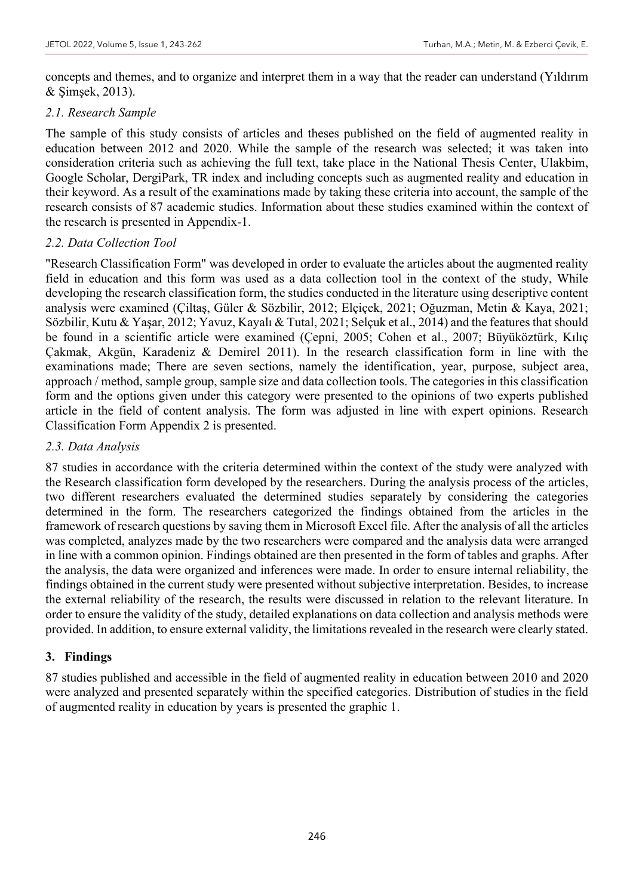concepts and themes, and to organize and interpret them in a way that the reader can understand (Yıldırım & Şimşek, 2013).

### *2.1. Research Sample*

The sample of this study consists of articles and theses published on the field of augmented reality in education between 2012 and 2020. While the sample of the research was selected; it was taken into consideration criteria such as achieving the full text, take place in the National Thesis Center, Ulakbim, Google Scholar, DergiPark, TR index and including concepts such as augmented reality and education in their keyword. As a result of the examinations made by taking these criteria into account, the sample of the research consists of 87 academic studies. Information about these studies examined within the context of the research is presented in Appendix-1.

### *2.2. Data Collection Tool*

"Research Classification Form" was developed in order to evaluate the articles about the augmented reality field in education and this form was used as a data collection tool in the context of the study, While developing the research classification form, the studies conducted in the literature using descriptive content analysis were examined (Çiltaş, Güler & Sözbilir, 2012; Elçiçek, 2021; Oğuzman, Metin & Kaya, 2021; Sözbilir, Kutu & Yaşar, 2012; Yavuz, Kayalı & Tutal, 2021; Selçuk et al., 2014) and the features that should be found in a scientific article were examined (Çepni, 2005; Cohen et al., 2007; Büyüköztürk, Kılıç Çakmak, Akgün, Karadeniz & Demirel 2011). In the research classification form in line with the examinations made; There are seven sections, namely the identification, year, purpose, subject area, approach / method, sample group, sample size and data collection tools. The categories in this classification form and the options given under this category were presented to the opinions of two experts published article in the field of content analysis. The form was adjusted in line with expert opinions. Research Classification Form Appendix 2 is presented.

### *2.3. Data Analysis*

87 studies in accordance with the criteria determined within the context of the study were analyzed with the Research classification form developed by the researchers. During the analysis process of the articles, two different researchers evaluated the determined studies separately by considering the categories determined in the form. The researchers categorized the findings obtained from the articles in the framework of research questions by saving them in Microsoft Excel file. After the analysis of all the articles was completed, analyzes made by the two researchers were compared and the analysis data were arranged in line with a common opinion. Findings obtained are then presented in the form of tables and graphs. After the analysis, the data were organized and inferences were made. In order to ensure internal reliability, the findings obtained in the current study were presented without subjective interpretation. Besides, to increase the external reliability of the research, the results were discussed in relation to the relevant literature. In order to ensure the validity of the study, detailed explanations on data collection and analysis methods were provided. In addition, to ensure external validity, the limitations revealed in the research were clearly stated.

## 3. Findings

87 studies published and accessible in the field of augmented reality in education between 2010 and 2020 were analyzed and presented separately within the specified categories. Distribution of studies in the field of augmented reality in education by years is presented the graphic 1.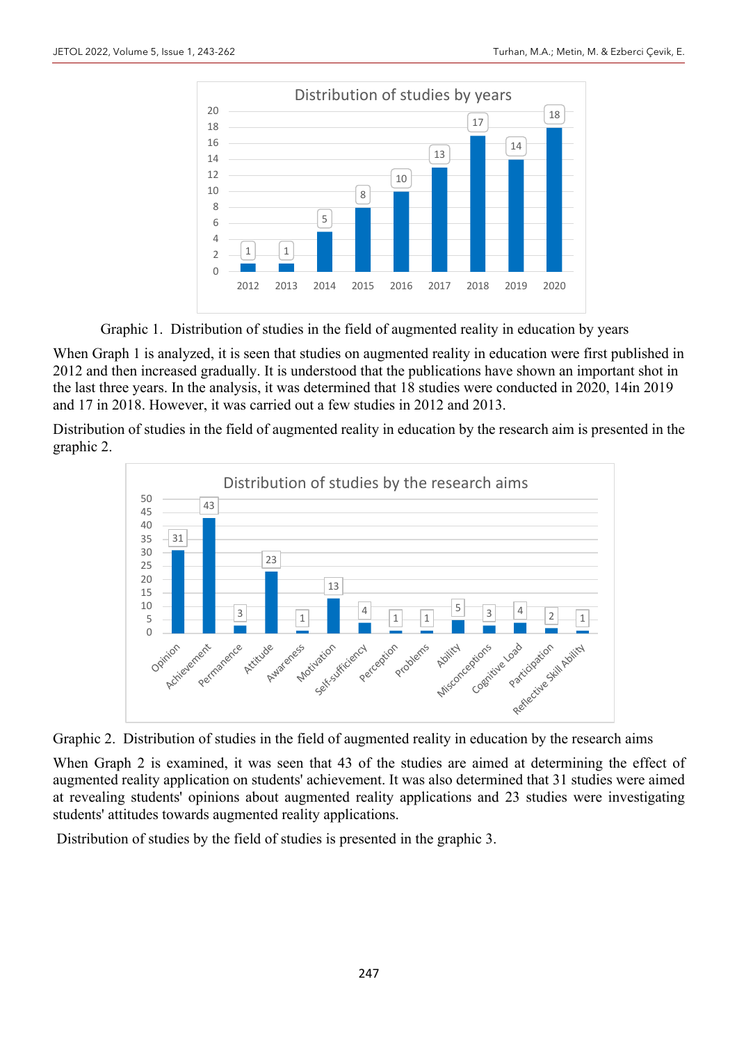Graphic 1. Distribution of studies in the field of augmented reality in education by years

When Graph 1 is analyzed, it is seen that studies on augmented reality in education were first published in 2012 and then increased gradually. It is understood that the publications have shown an important shot in the last three years. In the analysis, it was determined that 18 studies were conducted in 2020, 14in 2019 and 17 in 2018. However, it was carried out a few studies in 2012 and 2013.

Distribution of studies in the field of augmented reality in education by the research aim is presented in the graphic 2.

Graphic 2. Distribution of studies in the field of augmented reality in education by the research aims

When Graph 2 is examined, it was seen that 43 of the studies are aimed at determining the effect of augmented reality application on students' achievement. It was also determined that 31 studies were aimed at revealing students' opinions about augmented reality applications and 23 studies were investigating students' attitudes towards augmented reality applications.

Distribution of studies by the field of studies is presented in the graphic 3.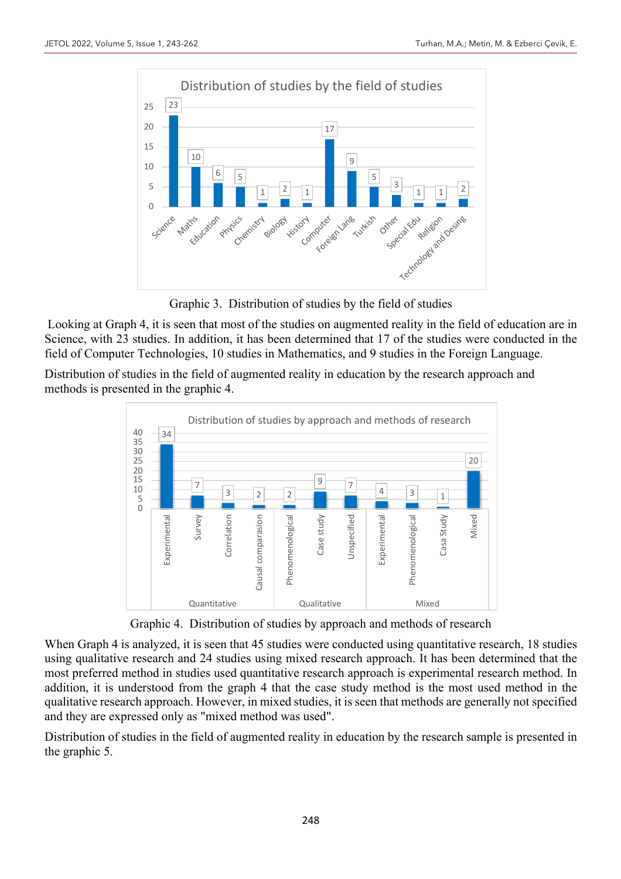Graphic 3. Distribution of studies by the field of studies

Looking at Graph 4, it is seen that most of the studies on augmented reality in the field of education are in Science, with 23 studies. In addition, it has been determined that 17 of the studies were conducted in the field of Computer Technologies, 10 studies in Mathematics, and 9 studies in the Foreign Language.

Distribution of studies in the field of augmented reality in education by the research approach and methods is presented in the graphic 4.

Graphic 4. Distribution of studies by approach and methods of research

When Graph 4 is analyzed, it is seen that 45 studies were conducted using quantitative research, 18 studies using qualitative research and 24 studies using mixed research approach. It has been determined that the most preferred method in studies used quantitative research approach is experimental research method. In addition, it is understood from the graph 4 that the case study method is the most used method in the qualitative research approach. However, in mixed studies, it is seen that methods are generally not specified and they are expressed only as "mixed method was used".

Distribution of studies in the field of augmented reality in education by the research sample is presented in the graphic 5.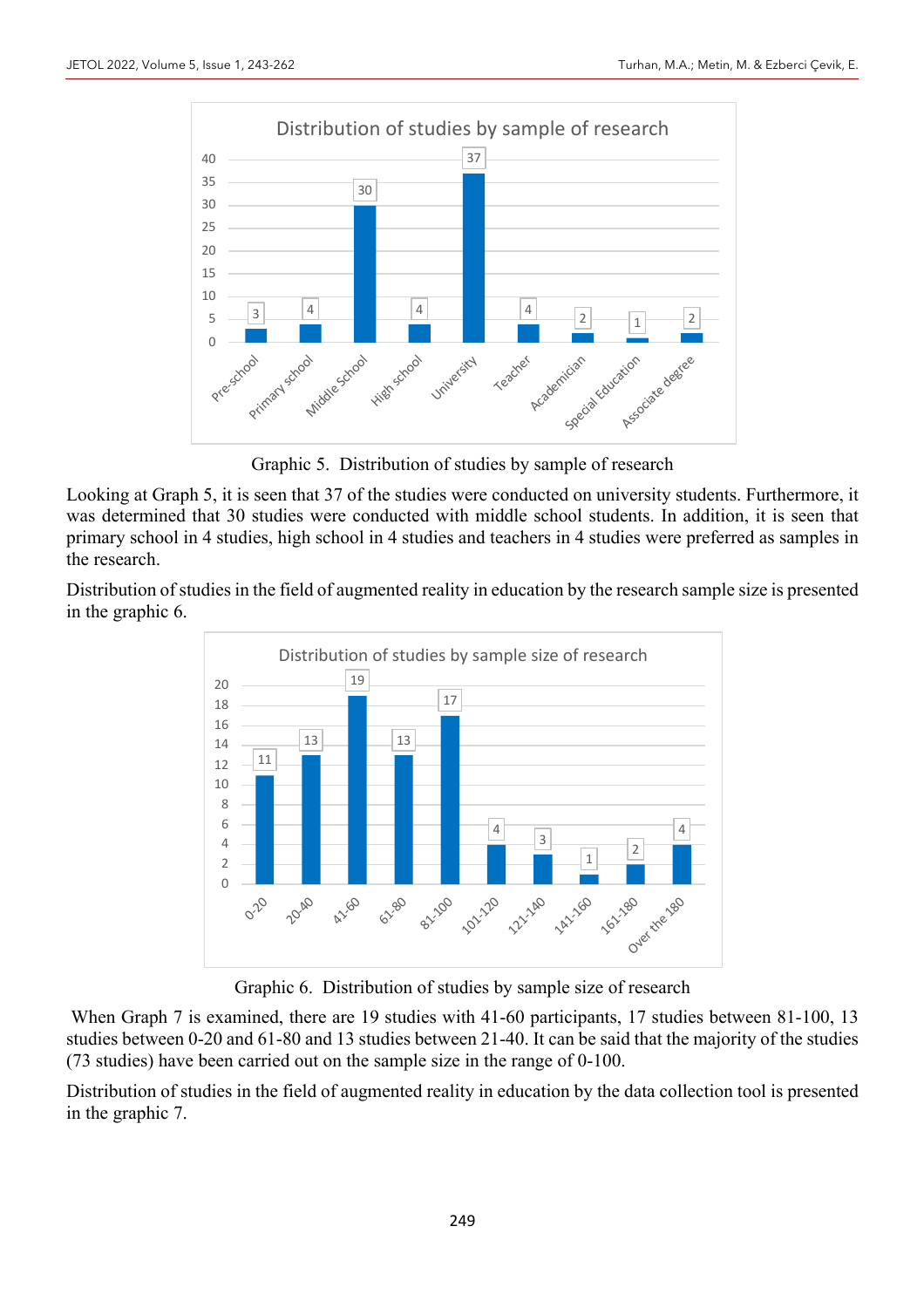Graphic 5. Distribution of studies by sample of research

Looking at Graph 5, it is seen that 37 of the studies were conducted on university students. Furthermore, it was determined that 30 studies were conducted with middle school students. In addition, it is seen that primary school in 4 studies, high school in 4 studies and teachers in 4 studies were preferred as samples in the research.

Distribution of studies in the field of augmented reality in education by the research sample size is presented in the graphic 6.

Graphic 6. Distribution of studies by sample size of research

When Graph 7 is examined, there are 19 studies with 41-60 participants, 17 studies between 81-100, 13 studies between 0-20 and 61-80 and 13 studies between 21-40. It can be said that the majority of the studies (73 studies) have been carried out on the sample size in the range of 0-100.

Distribution of studies in the field of augmented reality in education by the data collection tool is presented in the graphic 7.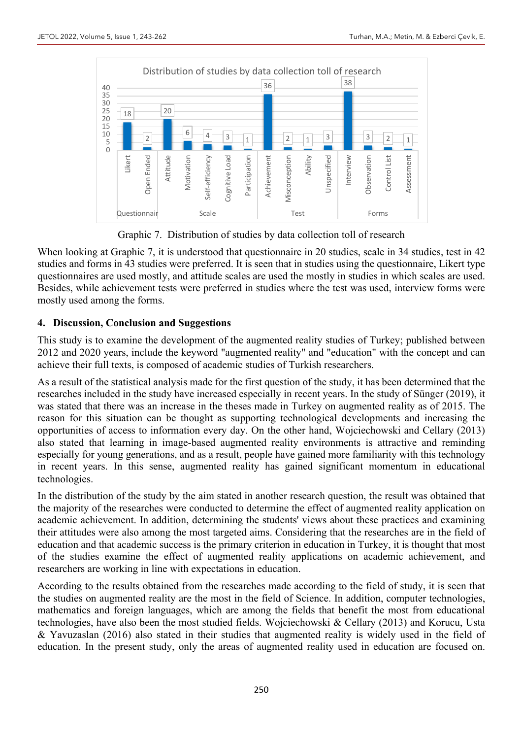Graphic 7. Distribution of studies by data collection toll of research

When looking at Graphic 7, it is understood that questionnaire in 20 studies, scale in 34 studies, test in 42 studies and forms in 43 studies were preferred. It is seen that in studies using the questionnaire, Likert type questionnaires are used mostly, and attitude scales are used the mostly in studies in which scales are used. Besides, while achievement tests were preferred in studies where the test was used, interview forms were mostly used among the forms.

## 4. Discussion, Conclusion and Suggestions

This study is to examine the development of the augmented reality studies of Turkey; published between 2012 and 2020 years, include the keyword "augmented reality" and "education" with the concept and can achieve their full texts, is composed of academic studies of Turkish researchers.

As a result of the statistical analysis made for the first question of the study, it has been determined that the researches included in the study have increased especially in recent years. In the study of Sünger (2019), it was stated that there was an increase in the theses made in Turkey on augmented reality as of 2015. The reason for this situation can be thought as supporting technological developments and increasing the opportunities of access to information every day. On the other hand, Wojciechowski and Cellary (2013) also stated that learning in image-based augmented reality environments is attractive and reminding especially for young generations, and as a result, people have gained more familiarity with this technology in recent years. In this sense, augmented reality has gained significant momentum in educational technologies.

In the distribution of the study by the aim stated in another research question, the result was obtained that the majority of the researches were conducted to determine the effect of augmented reality application on academic achievement. In addition, determining the students' views about these practices and examining their attitudes were also among the most targeted aims. Considering that the researches are in the field of education and that academic success is the primary criterion in education in Turkey, it is thought that most of the studies examine the effect of augmented reality applications on academic achievement, and researchers are working in line with expectations in education.

According to the results obtained from the researches made according to the field of study, it is seen that the studies on augmented reality are the most in the field of Science. In addition, computer technologies, mathematics and foreign languages, which are among the fields that benefit the most from educational technologies, have also been the most studied fields. Wojciechowski & Cellary (2013) and Korucu, Usta & Yavuzaslan (2016) also stated in their studies that augmented reality is widely used in the field of education. In the present study, only the areas of augmented reality used in education are focused on.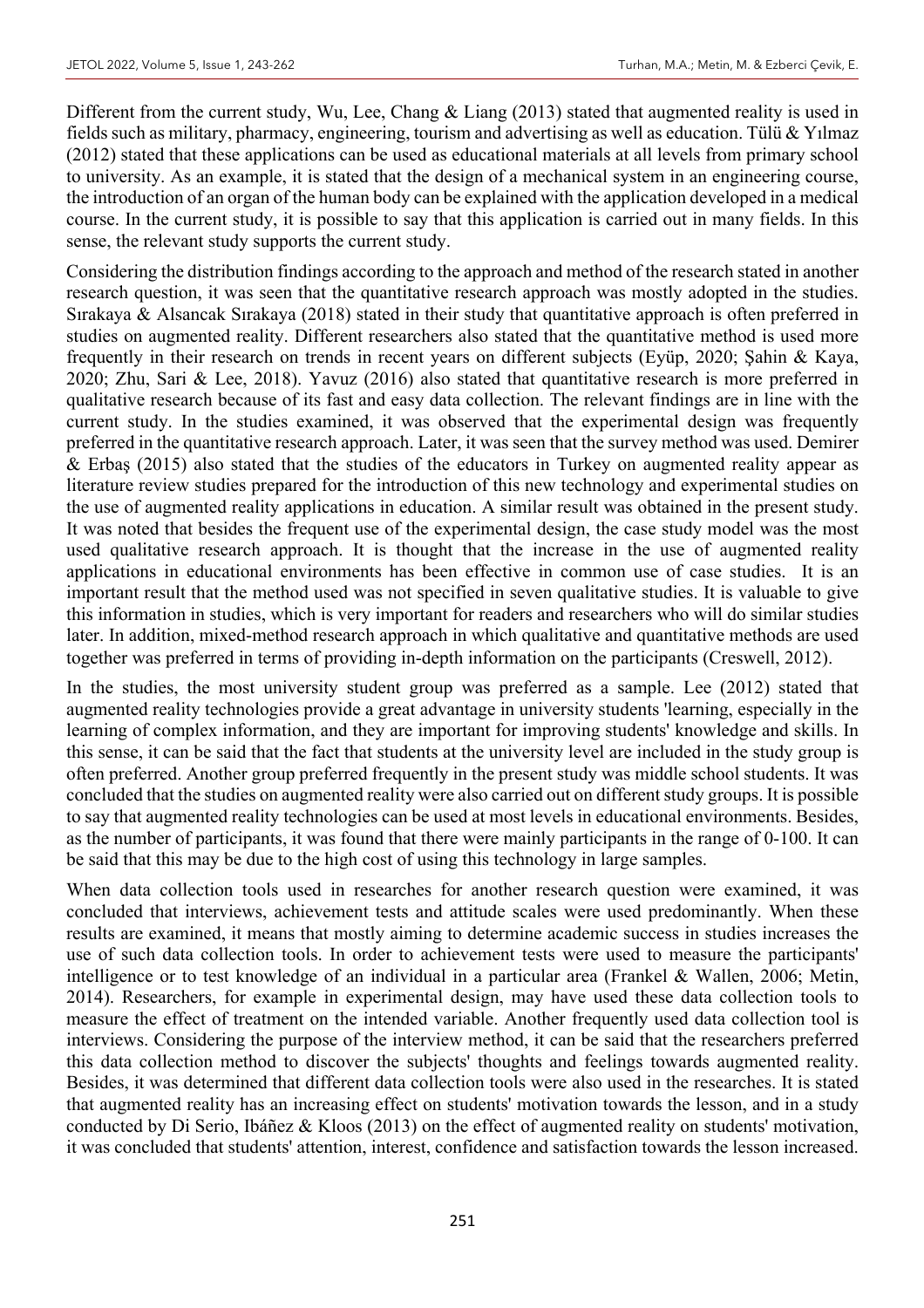Different from the current study, Wu, Lee, Chang & Liang (2013) stated that augmented reality is used in fields such as military, pharmacy, engineering, tourism and advertising as well as education. Tülü & Yılmaz (2012) stated that these applications can be used as educational materials at all levels from primary school to university. As an example, it is stated that the design of a mechanical system in an engineering course, the introduction of an organ of the human body can be explained with the application developed in a medical course. In the current study, it is possible to say that this application is carried out in many fields. In this sense, the relevant study supports the current study.

Considering the distribution findings according to the approach and method of the research stated in another research question, it was seen that the quantitative research approach was mostly adopted in the studies. Sırakaya & Alsancak Sırakaya (2018) stated in their study that quantitative approach is often preferred in studies on augmented reality. Different researchers also stated that the quantitative method is used more frequently in their research on trends in recent years on different subjects (Eyüp, 2020; Şahin & Kaya, 2020; Zhu, Sari & Lee, 2018). Yavuz (2016) also stated that quantitative research is more preferred in qualitative research because of its fast and easy data collection. The relevant findings are in line with the current study. In the studies examined, it was observed that the experimental design was frequently preferred in the quantitative research approach. Later, it was seen that the survey method was used. Demirer & Erbaş (2015) also stated that the studies of the educators in Turkey on augmented reality appear as literature review studies prepared for the introduction of this new technology and experimental studies on the use of augmented reality applications in education. A similar result was obtained in the present study. It was noted that besides the frequent use of the experimental design, the case study model was the most used qualitative research approach. It is thought that the increase in the use of augmented reality applications in educational environments has been effective in common use of case studies. It is an important result that the method used was not specified in seven qualitative studies. It is valuable to give this information in studies, which is very important for readers and researchers who will do similar studies later. In addition, mixed-method research approach in which qualitative and quantitative methods are used together was preferred in terms of providing in-depth information on the participants (Creswell, 2012).

In the studies, the most university student group was preferred as a sample. Lee (2012) stated that augmented reality technologies provide a great advantage in university students 'learning, especially in the learning of complex information, and they are important for improving students' knowledge and skills. In this sense, it can be said that the fact that students at the university level are included in the study group is often preferred. Another group preferred frequently in the present study was middle school students. It was concluded that the studies on augmented reality were also carried out on different study groups. It is possible to say that augmented reality technologies can be used at most levels in educational environments. Besides, as the number of participants, it was found that there were mainly participants in the range of 0-100. It can be said that this may be due to the high cost of using this technology in large samples.

When data collection tools used in researches for another research question were examined, it was concluded that interviews, achievement tests and attitude scales were used predominantly. When these results are examined, it means that mostly aiming to determine academic success in studies increases the use of such data collection tools. In order to achievement tests were used to measure the participants' intelligence or to test knowledge of an individual in a particular area (Frankel & Wallen, 2006; Metin, 2014). Researchers, for example in experimental design, may have used these data collection tools to measure the effect of treatment on the intended variable. Another frequently used data collection tool is interviews. Considering the purpose of the interview method, it can be said that the researchers preferred this data collection method to discover the subjects' thoughts and feelings towards augmented reality. Besides, it was determined that different data collection tools were also used in the researches. It is stated that augmented reality has an increasing effect on students' motivation towards the lesson, and in a study conducted by Di Serio, Ibáñez & Kloos (2013) on the effect of augmented reality on students' motivation, it was concluded that students' attention, interest, confidence and satisfaction towards the lesson increased.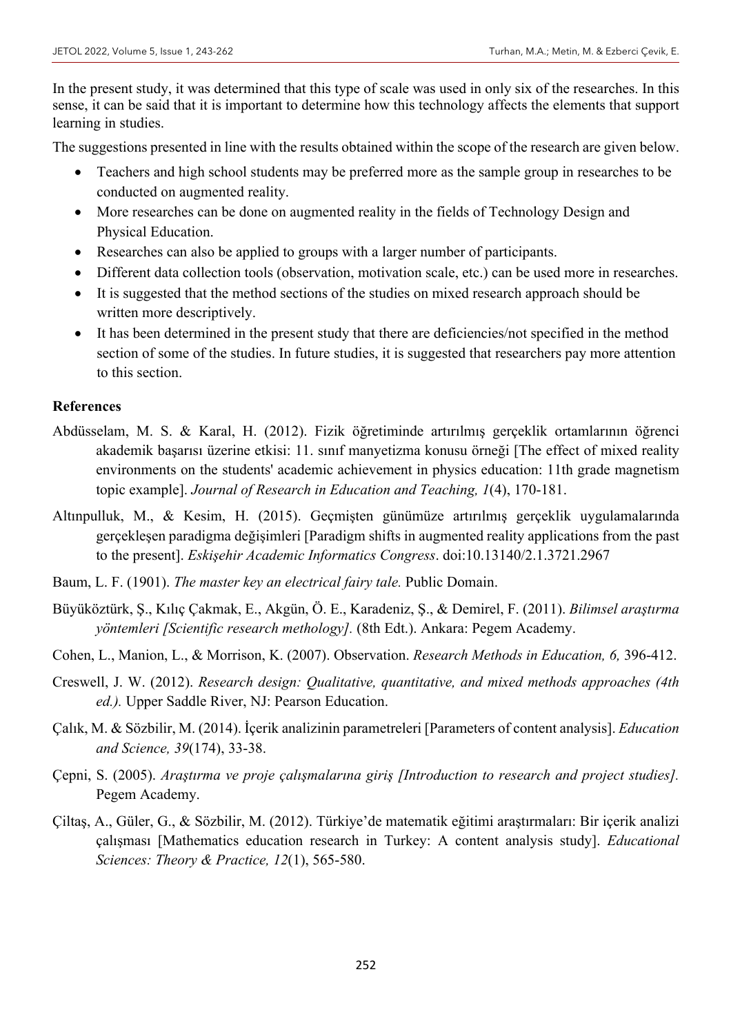In the present study, it was determined that this type of scale was used in only six of the researches. In this sense, it can be said that it is important to determine how this technology affects the elements that support learning in studies.

The suggestions presented in line with the results obtained within the scope of the research are given below.

- Teachers and high school students may be preferred more as the sample group in researches to be conducted on augmented reality.
- More researches can be done on augmented reality in the fields of Technology Design and Physical Education.
- Researches can also be applied to groups with a larger number of participants.
- Different data collection tools (observation, motivation scale, etc.) can be used more in researches.
- It is suggested that the method sections of the studies on mixed research approach should be written more descriptively.
- It has been determined in the present study that there are deficiencies/not specified in the method section of some of the studies. In future studies, it is suggested that researchers pay more attention to this section.

## References

Abdüsselam, M. S. & Karal, H. (2012). Fizik öğretiminde artırılmış gerçeklik ortamlarının öğrenci akademik başarısı üzerine etkisi: 11. sınıf manyetizma konusu örneği [The effect of mixed reality environments on the students' academic achievement in physics education: 11th grade magnetism topic example]. *Journal of Research in Education and Teaching, 1*(4), 170-181.

Altınpulluk, M., & Kesim, H. (2015). Geçmişten günümüze artırılmış gerçeklik uygulamalarında gerçekleşen paradigma değişimleri [Paradigm shifts in augmented reality applications from the past to the present]. *Eskişehir Academic Informatics Congress*. doi:10.13140/2.1.3721.2967

Baum, L. F. (1901). *The master key an electrical fairy tale.* Public Domain.

Büyüköztürk, Ş., Kılıç Çakmak, E., Akgün, Ö. E., Karadeniz, Ş., & Demirel, F. (2011). *Bilimsel araştırma yöntemleri [Scientific research methology].* (8th Edt.). Ankara: Pegem Academy.

Cohen, L., Manion, L., & Morrison, K. (2007). Observation. *Research Methods in Education, 6,* 396-412.

Creswell, J. W. (2012). *Research design: Qualitative, quantitative, and mixed methods approaches (4th ed.).* Upper Saddle River, NJ: Pearson Education.

Çalık, M. & Sözbilir, M. (2014). İçerik analizinin parametreleri [Parameters of content analysis]. *Education and Science, 39*(174), 33-38.

Çepni, S. (2005). *Araştırma ve proje çalışmalarına giriş [Introduction to research and project studies].* Pegem Academy.

Çiltaş, A., Güler, G., & Sözbilir, M. (2012). Türkiye'de matematik eğitimi araştırmaları: Bir içerik analizi çalışması [Mathematics education research in Turkey: A content analysis study]. *Educational Sciences: Theory & Practice, 12*(1), 565-580.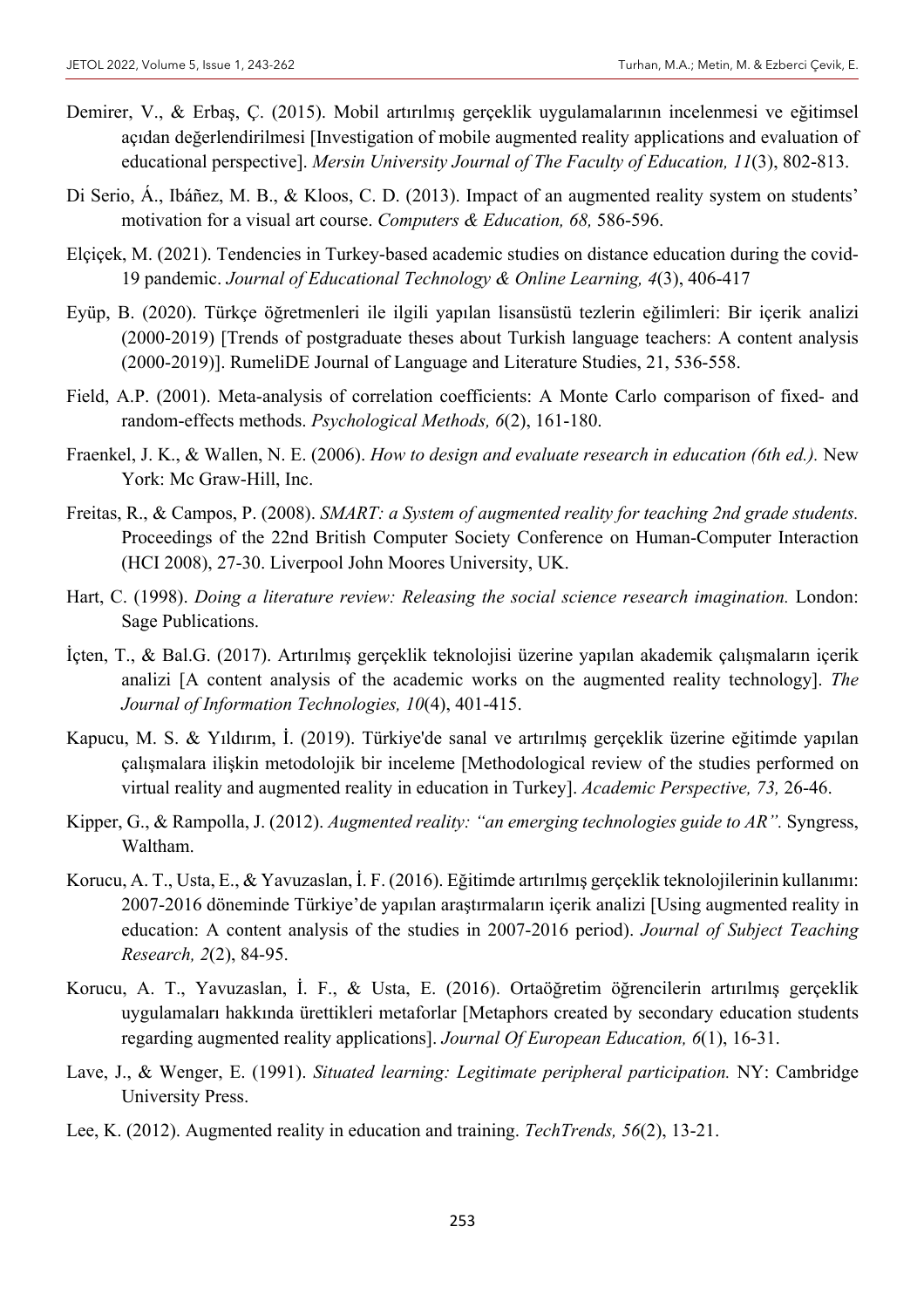Demirer, V., & Erbaş, Ç. (2015). Mobil artırılmış gerçeklik uygulamalarının incelenmesi ve eğitimsel açıdan değerlendirilmesi [Investigation of mobile augmented reality applications and evaluation of educational perspective]. *Mersin University Journal of The Faculty of Education, 11*(3), 802-813.

Di Serio, Á., Ibáñez, M. B., & Kloos, C. D. (2013). Impact of an augmented reality system on students' motivation for a visual art course. *Computers & Education, 68,* 586-596.

Elçiçek, M. (2021). Tendencies in Turkey-based academic studies on distance education during the covid-19 pandemic. *Journal of Educational Technology & Online Learning, 4*(3), 406-417

Eyüp, B. (2020). Türkçe öğretmenleri ile ilgili yapılan lisansüstü tezlerin eğilimleri: Bir içerik analizi (2000-2019) [Trends of postgraduate theses about Turkish language teachers: A content analysis (2000-2019)]. RumeliDE Journal of Language and Literature Studies, 21, 536-558.

Field, A.P. (2001). Meta-analysis of correlation coefficients: A Monte Carlo comparison of fixed- and random-effects methods. *Psychological Methods, 6*(2), 161-180.

Fraenkel, J. K., & Wallen, N. E. (2006). *How to design and evaluate research in education (6th ed.).* New York: Mc Graw-Hill, Inc.

Freitas, R., & Campos, P. (2008). *SMART: a System of augmented reality for teaching 2nd grade students.* Proceedings of the 22nd British Computer Society Conference on Human-Computer Interaction (HCI 2008), 27-30. Liverpool John Moores University, UK.

Hart, C. (1998). *Doing a literature review: Releasing the social science research imagination.* London: Sage Publications.

İçten, T., & Bal.G. (2017). Artırılmış gerçeklik teknolojisi üzerine yapılan akademik çalışmaların içerik analizi [A content analysis of the academic works on the augmented reality technology]. *The Journal of Information Technologies, 10*(4), 401-415.

Kapucu, M. S. & Yıldırım, İ. (2019). Türkiye'de sanal ve artırılmış gerçeklik üzerine eğitimde yapılan çalışmalara ilişkin metodolojik bir inceleme [Methodological review of the studies performed on virtual reality and augmented reality in education in Turkey]. *Academic Perspective, 73,* 26-46.

Kipper, G., & Rampolla, J. (2012). *Augmented reality: "an emerging technologies guide to AR".* Syngress, Waltham.

Korucu, A. T., Usta, E., & Yavuzaslan, İ. F. (2016). Eğitimde artırılmış gerçeklik teknolojilerinin kullanımı: 2007-2016 döneminde Türkiye'de yapılan araştırmaların içerik analizi [Using augmented reality in education: A content analysis of the studies in 2007-2016 period). *Journal of Subject Teaching Research, 2*(2), 84-95.

Korucu, A. T., Yavuzaslan, İ. F., & Usta, E. (2016). Ortaöğretim öğrencilerin artırılmış gerçeklik uygulamaları hakkında ürettikleri metaforlar [Metaphors created by secondary education students regarding augmented reality applications]. *Journal Of European Education, 6*(1), 16-31.

Lave, J., & Wenger, E. (1991). *Situated learning: Legitimate peripheral participation.* NY: Cambridge University Press.

Lee, K. (2012). Augmented reality in education and training. *TechTrends, 56*(2), 13-21.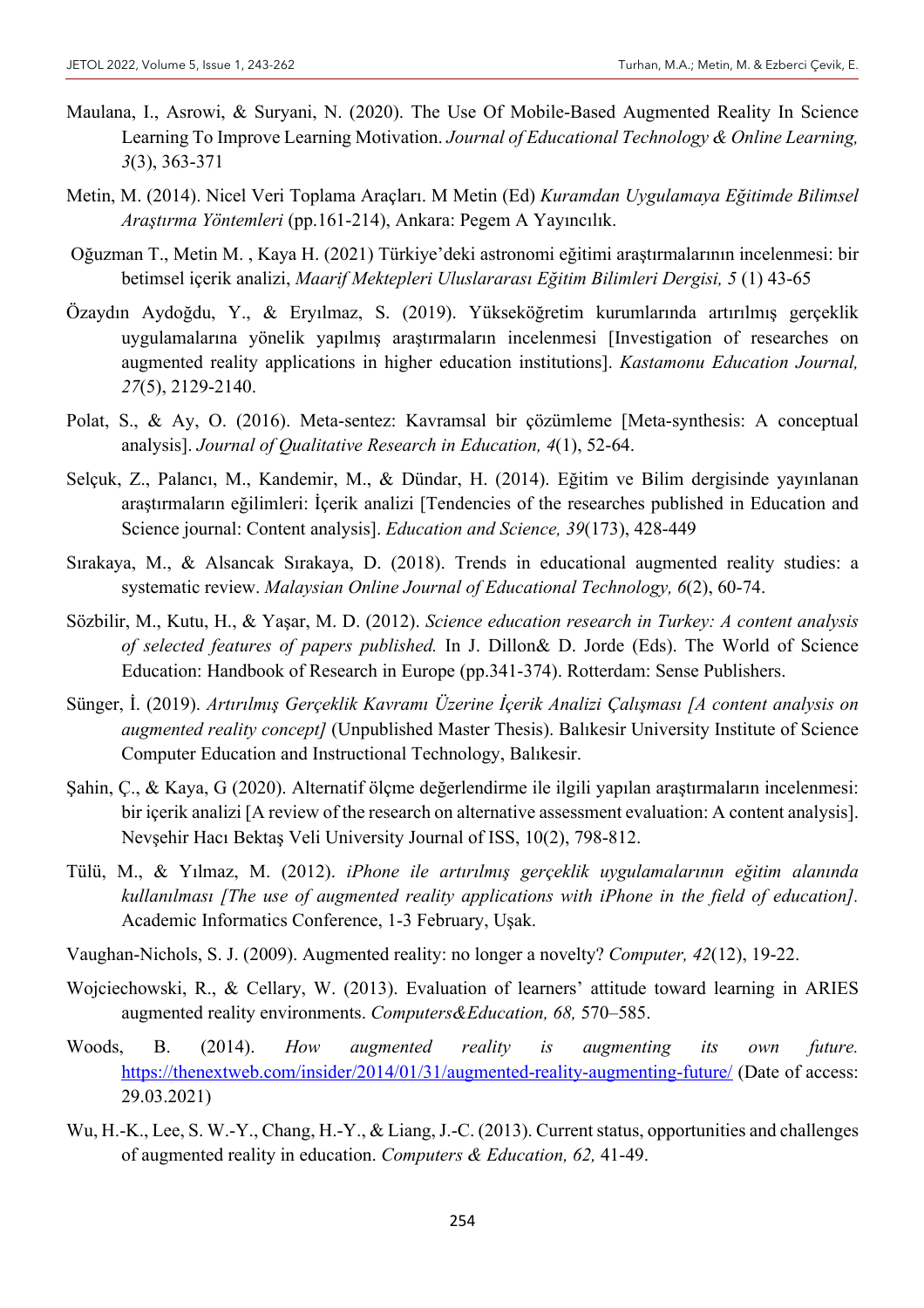Maulana, I., Asrowi, & Suryani, N. (2020). The Use Of Mobile-Based Augmented Reality In Science Learning To Improve Learning Motivation. *Journal of Educational Technology & Online Learning, 3*(3), 363-371

Metin, M. (2014). Nicel Veri Toplama Araçları. M Metin (Ed) *Kuramdan Uygulamaya Eğitimde Bilimsel Araştırma Yöntemleri* (pp.161-214), Ankara: Pegem A Yayıncılık.

Oğuzman T., Metin M. , Kaya H. (2021) Türkiye'deki astronomi eğitimi araştırmalarının incelenmesi: bir betimsel içerik analizi, *Maarif Mektepleri Uluslararası Eğitim Bilimleri Dergisi, 5* (1) 43-65

Özaydın Aydoğdu, Y., & Eryılmaz, S. (2019). Yükseköğretim kurumlarında artırılmış gerçeklik uygulamalarına yönelik yapılmış araştırmaların incelenmesi [Investigation of researches on augmented reality applications in higher education institutions]. *Kastamonu Education Journal, 27*(5), 2129-2140.

Polat, S., & Ay, O. (2016). Meta-sentez: Kavramsal bir çözümleme [Meta-synthesis: A conceptual analysis]. *Journal of Qualitative Research in Education, 4*(1), 52-64.

Selçuk, Z., Palancı, M., Kandemir, M., & Dündar, H. (2014). Eğitim ve Bilim dergisinde yayınlanan araştırmaların eğilimleri: İçerik analizi [Tendencies of the researches published in Education and Science journal: Content analysis]. *Education and Science, 39*(173), 428-449

Sırakaya, M., & Alsancak Sırakaya, D. (2018). Trends in educational augmented reality studies: a systematic review. *Malaysian Online Journal of Educational Technology, 6*(2), 60-74.

Sözbilir, M., Kutu, H., & Yaşar, M. D. (2012). *Science education research in Turkey: A content analysis of selected features of papers published.* In J. Dillon& D. Jorde (Eds). The World of Science Education: Handbook of Research in Europe (pp.341-374). Rotterdam: Sense Publishers.

Sünger, İ. (2019). *Artırılmış Gerçeklik Kavramı Üzerine İçerik Analizi Çalışması [A content analysis on augmented reality concept]* (Unpublished Master Thesis). Balıkesir University Institute of Science Computer Education and Instructional Technology, Balıkesir.

Şahin, Ç., & Kaya, G (2020). Alternatif ölçme değerlendirme ile ilgili yapılan araştırmaların incelenmesi: bir içerik analizi [A review of the research on alternative assessment evaluation: A content analysis]. Nevşehir Hacı Bektaş Veli University Journal of ISS, 10(2), 798-812.

Tülü, M., & Yılmaz, M. (2012). *iPhone ile artırılmış gerçeklik uygulamalarının eğitim alanında kullanılması [The use of augmented reality applications with iPhone in the field of education].* Academic Informatics Conference, 1-3 February, Uşak.

Vaughan-Nichols, S. J. (2009). Augmented reality: no longer a novelty? *Computer, 42*(12), 19-22.

Wojciechowski, R., & Cellary, W. (2013). Evaluation of learners' attitude toward learning in ARIES augmented reality environments. *Computers&Education, 68,* 570–585.

Woods, B. (2014). *How augmented reality is augmenting its own future.* https://thenextweb.com/insider/2014/01/31/augmented-reality-augmenting-future/ (Date of access: 29.03.2021)

Wu, H.-K., Lee, S. W.-Y., Chang, H.-Y., & Liang, J.-C. (2013). Current status, opportunities and challenges of augmented reality in education. *Computers & Education, 62,* 41-49.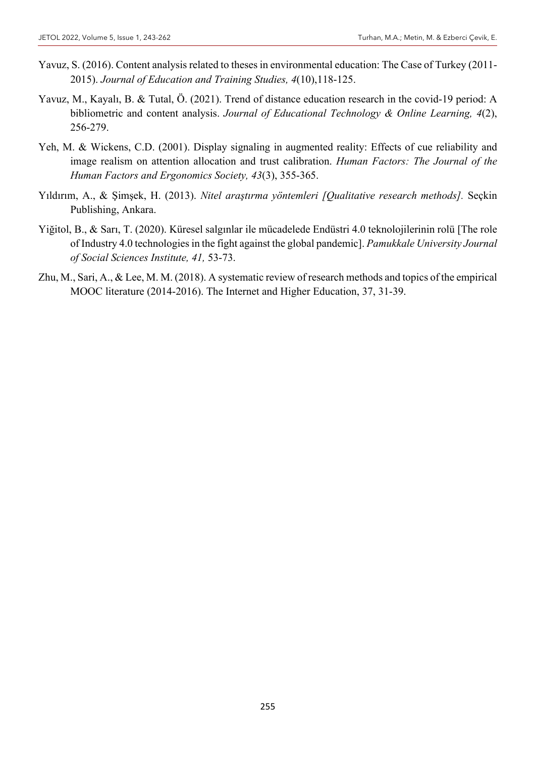Yavuz, S. (2016). Content analysis related to theses in environmental education: The Case of Turkey (2011-2015). *Journal of Education and Training Studies, 4*(10),118-125.

Yavuz, M., Kayalı, B. & Tutal, Ö. (2021). Trend of distance education research in the covid-19 period: A bibliometric and content analysis. *Journal of Educational Technology & Online Learning, 4*(2), 256-279.

Yeh, M. & Wickens, C.D. (2001). Display signaling in augmented reality: Effects of cue reliability and image realism on attention allocation and trust calibration. *Human Factors: The Journal of the Human Factors and Ergonomics Society, 43*(3), 355-365.

Yıldırım, A., & Şimşek, H. (2013). *Nitel araştırma yöntemleri [Qualitative research methods].* Seçkin Publishing, Ankara.

Yiğitol, B., & Sarı, T. (2020). Küresel salgınlar ile mücadelede Endüstri 4.0 teknolojilerinin rolü [The role of Industry 4.0 technologies in the fight against the global pandemic]. *Pamukkale University Journal of Social Sciences Institute, 41,* 53-73.

Zhu, M., Sari, A., & Lee, M. M. (2018). A systematic review of research methods and topics of the empirical MOOC literature (2014-2016). The Internet and Higher Education, 37, 31-39.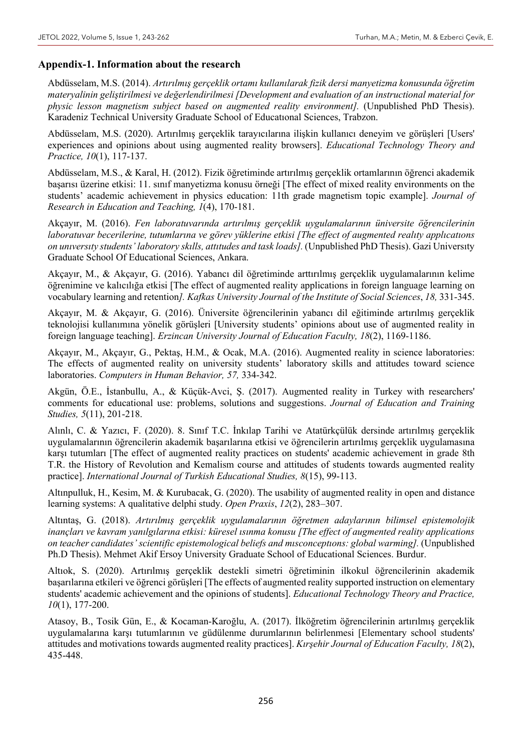## Appendix-1. Information about the research

Abdüsselam, M.S. (2014). *Artırılmış gerçeklik ortamı kullanılarak fizik dersi manyetizma konusunda öğretim materyalinin geliştirilmesi ve değerlendirilmesi [Development and evaluation of an instructional material for physic lesson magnetism subject based on augmented reality environment].* (Unpublished PhD Thesis). Karadeniz Technical University Graduate School of Educatıonal Sciences, Trabzon.

Abdüsselam, M.S. (2020). Artırılmış gerçeklik tarayıcılarına ilişkin kullanıcı deneyim ve görüşleri [Users' experiences and opinions about using augmented reality browsers]. *Educational Technology Theory and Practice, 10*(1), 117-137.

Abdüsselam, M.S., & Karal, H. (2012). Fizik öğretiminde artırılmış gerçeklik ortamlarının öğrenci akademik başarısı üzerine etkisi: 11. sınıf manyetizma konusu örneği [The effect of mixed reality environments on the students' academic achievement in physics education: 11th grade magnetism topic example]. *Journal of Research in Education and Teaching, 1*(4), 170-181.

Akçayır, M. (2016). *Fen laboratuvarında artırılmış gerçeklik uygulamalarının üniversite öğrencilerinin laboratuvar becerilerine, tutumlarına ve görev yüklerine etkisi [The effect of augmented realıty applıcatıons on unıversıty students' laboratory skılls, attıtudes and task loads].* (Unpublished PhD Thesis). Gazi Universıty Graduate School Of Educational Sciences, Ankara.

Akçayır, M., & Akçayır, G. (2016). Yabancı dil öğretiminde arttırılmış gerçeklik uygulamalarının kelime öğrenimine ve kalıcılığa etkisi [The effect of augmented reality applications in foreign language learning on vocabulary learning and retention*]. Kafkas University Journal of the Institute of Social Sciences*, *18,* 331-345.

Akçayır, M. & Akçayır, G. (2016). Üniversite öğrencilerinin yabancı dil eğitiminde artırılmış gerçeklik teknolojisi kullanımına yönelik görüşleri [University students' opinions about use of augmented reality in foreign language teaching]. *Erzincan University Journal of Education Faculty, 18*(2), 1169-1186.

Akçayır, M., Akçayır, G., Pektaş, H.M., & Ocak, M.A. (2016). Augmented reality in science laboratories: The effects of augmented reality on university students' laboratory skills and attitudes toward science laboratories. *Computers in Human Behavior, 57,* 334-342.

Akgün, Ö.E., İstanbullu, A., & Küçük-Avci, Ş. (2017). Augmented reality in Turkey with researchers' comments for educational use: problems, solutions and suggestions. *Journal of Education and Training Studies, 5*(11), 201-218.

Alınlı, C. & Yazıcı, F. (2020). 8. Sınıf T.C. İnkılap Tarihi ve Atatürkçülük dersinde artırılmış gerçeklik uygulamalarının öğrencilerin akademik başarılarına etkisi ve öğrencilerin artırılmış gerçeklik uygulamasına karşı tutumları [The effect of augmented reality practices on students' academic achievement in grade 8th T.R. the History of Revolution and Kemalism course and attitudes of students towards augmented reality practice]. *International Journal of Turkish Educational Studies, 8*(15), 99-113.

Altınpulluk, H., Kesim, M. & Kurubacak, G. (2020). The usability of augmented reality in open and distance learning systems: A qualitative delphi study. *Open Praxis*, *12*(2), 283–307.

Altıntaş, G. (2018). *Artırılmış gerçeklik uygulamalarının öğretmen adaylarının bilimsel epistemolojik inançları ve kavram yanılgılarına etkisi: küresel ısınma konusu [The effect of augmented reality applications on teacher candidates' scientific epistemological beliefs and mısconceptıons: global warming].* (Unpublished Ph.D Thesis). Mehmet Akif Ersoy University Graduate School of Educational Sciences. Burdur.

Altıok, S. (2020). Artırılmış gerçeklik destekli simetri öğretiminin ilkokul öğrencilerinin akademik başarılarına etkileri ve öğrenci görüşleri [The effects of augmented reality supported instruction on elementary students' academic achievement and the opinions of students]. *Educational Technology Theory and Practice, 10*(1), 177-200.

Atasoy, B., Tosik Gün, E., & Kocaman-Karoğlu, A. (2017). İlköğretim öğrencilerinin artırılmış gerçeklik uygulamalarına karşı tutumlarının ve güdülenme durumlarının belirlenmesi [Elementary school students' attitudes and motivations towards augmented reality practices]. *Kırşehir Journal of Education Faculty, 18*(2), 435-448.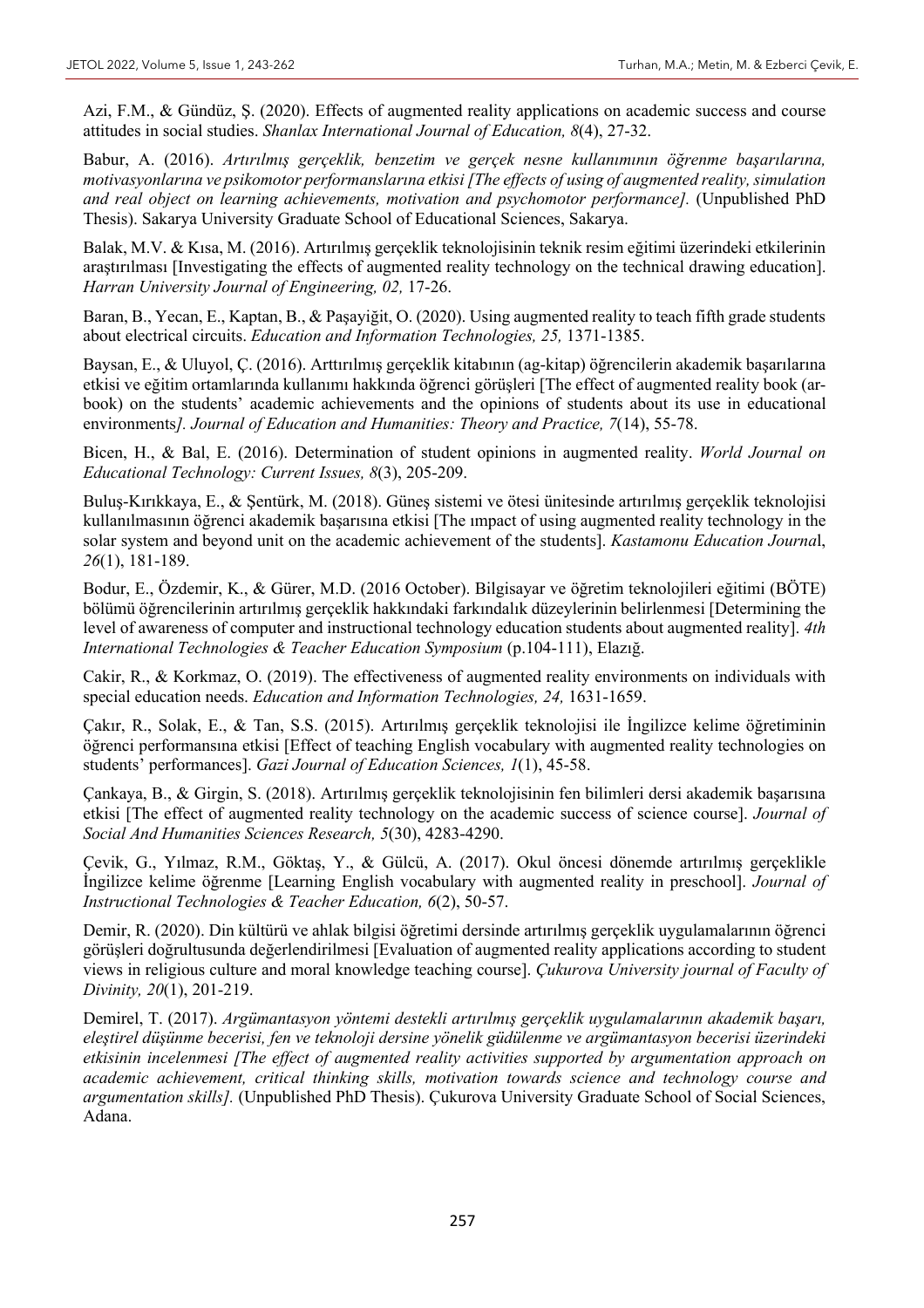Azi, F.M., & Gündüz, Ş. (2020). Effects of augmented reality applications on academic success and course attitudes in social studies. *Shanlax International Journal of Education, 8*(4), 27-32.

Babur, A. (2016). *Artırılmış gerçeklik, benzetim ve gerçek nesne kullanımının öğrenme başarılarına, motivasyonlarına ve psikomotor performanslarına etkisi [The effects of using of augmented reality, simulation and real object on learning achievements, motivation and psychomotor performance].* (Unpublished PhD Thesis). Sakarya University Graduate School of Educational Sciences, Sakarya.

Balak, M.V. & Kısa, M. (2016). Artırılmış gerçeklik teknolojisinin teknik resim eğitimi üzerindeki etkilerinin araştırılması [Investigating the effects of augmented reality technology on the technical drawing education]. *Harran University Journal of Engineering, 02,* 17-26.

Baran, B., Yecan, E., Kaptan, B., & Paşayiğit, O. (2020). Using augmented reality to teach fifth grade students about electrical circuits. *Education and Information Technologies, 25,* 1371-1385.

Baysan, E., & Uluyol, Ç. (2016). Arttırılmış gerçeklik kitabının (ag-kitap) öğrencilerin akademik başarılarına etkisi ve eğitim ortamlarında kullanımı hakkında öğrenci görüşleri [The effect of augmented reality book (ar-book) on the students' academic achievements and the opinions of students about its use in educational environments*]. Journal of Education and Humanities: Theory and Practice, 7*(14), 55-78.

Bicen, H., & Bal, E. (2016). Determination of student opinions in augmented reality. *World Journal on Educational Technology: Current Issues, 8*(3), 205-209.

Buluş-Kırıkkaya, E., & Şentürk, M. (2018). Güneş sistemi ve ötesi ünitesinde artırılmış gerçeklik teknolojisi kullanılmasının öğrenci akademik başarısına etkisi [The ımpact of using augmented reality technology in the solar system and beyond unit on the academic achievement of the students]. *Kastamonu Education Journa*l, *26*(1), 181-189.

Bodur, E., Özdemir, K., & Gürer, M.D. (2016 October). Bilgisayar ve öğretim teknolojileri eğitimi (BÖTE) bölümü öğrencilerinin artırılmış gerçeklik hakkındaki farkındalık düzeylerinin belirlenmesi [Determining the level of awareness of computer and instructional technology education students about augmented reality]. *4th International Technologies & Teacher Education Symposium* (p.104-111), Elazığ.

Cakir, R., & Korkmaz, O. (2019). The effectiveness of augmented reality environments on individuals with special education needs. *Education and Information Technologies, 24,* 1631-1659.

Çakır, R., Solak, E., & Tan, S.S. (2015). Artırılmış gerçeklik teknolojisi ile İngilizce kelime öğretiminin öğrenci performansına etkisi [Effect of teaching English vocabulary with augmented reality technologies on students' performances]. *Gazi Journal of Education Sciences, 1*(1), 45-58.

Çankaya, B., & Girgin, S. (2018). Artırılmış gerçeklik teknolojisinin fen bilimleri dersi akademik başarısına etkisi [The effect of augmented reality technology on the academic success of science course]. *Journal of Social And Humanities Sciences Research, 5*(30), 4283-4290.

Çevik, G., Yılmaz, R.M., Göktaş, Y., & Gülcü, A. (2017). Okul öncesi dönemde artırılmış gerçeklikle İngilizce kelime öğrenme [Learning English vocabulary with augmented reality in preschool]. *Journal of Instructional Technologies & Teacher Education, 6*(2), 50-57.

Demir, R. (2020). Din kültürü ve ahlak bilgisi öğretimi dersinde artırılmış gerçeklik uygulamalarının öğrenci görüşleri doğrultusunda değerlendirilmesi [Evaluation of augmented reality applications according to student views in religious culture and moral knowledge teaching course]. *Çukurova University journal of Faculty of Divinity, 20*(1), 201-219.

Demirel, T. (2017). *Argümantasyon yöntemi destekli artırılmış gerçeklik uygulamalarının akademik başarı, eleştirel düşünme becerisi, fen ve teknoloji dersine yönelik güdülenme ve argümantasyon becerisi üzerindeki etkisinin incelenmesi [The effect of augmented reality activities supported by argumentation approach on academic achievement, critical thinking skills, motivation towards science and technology course and argumentation skills].* (Unpublished PhD Thesis). Çukurova University Graduate School of Social Sciences, Adana.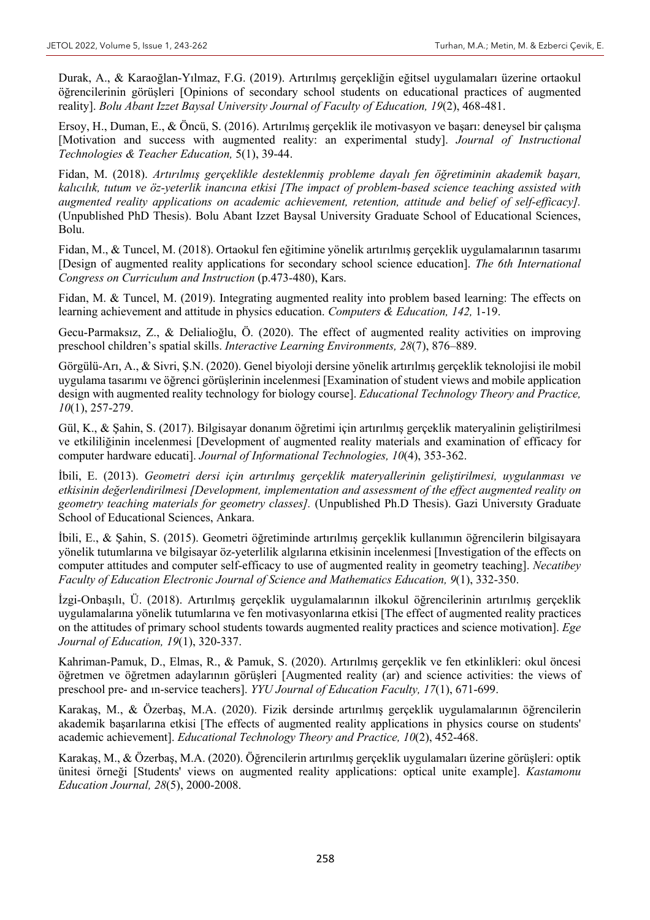Durak, A., & Karaoğlan-Yılmaz, F.G. (2019). Artırılmış gerçekliğin eğitsel uygulamaları üzerine ortaokul öğrencilerinin görüşleri [Opinions of secondary school students on educational practices of augmented reality]. *Bolu Abant Izzet Baysal University Journal of Faculty of Education, 19*(2), 468-481.

Ersoy, H., Duman, E., & Öncü, S. (2016). Artırılmış gerçeklik ile motivasyon ve başarı: deneysel bir çalışma [Motivation and success with augmented reality: an experimental study]. *Journal of Instructional Technologies & Teacher Education,* 5(1), 39-44.

Fidan, M. (2018). *Artırılmış gerçeklikle desteklenmiş probleme dayalı fen öğretiminin akademik başarı, kalıcılık, tutum ve öz-yeterlik inancına etkisi [The impact of problem-based science teaching assisted with augmented reality applications on academic achievement, retention, attitude and belief of self-efficacy].* (Unpublished PhD Thesis). Bolu Abant Izzet Baysal University Graduate School of Educational Sciences, Bolu.

Fidan, M., & Tuncel, M. (2018). Ortaokul fen eğitimine yönelik artırılmış gerçeklik uygulamalarının tasarımı [Design of augmented reality applications for secondary school science education]. *The 6th International Congress on Curriculum and Instruction* (p.473-480), Kars.

Fidan, M. & Tuncel, M. (2019). Integrating augmented reality into problem based learning: The effects on learning achievement and attitude in physics education. *Computers & Education, 142,* 1-19.

Gecu-Parmaksız, Z., & Delialioğlu, Ö. (2020). The effect of augmented reality activities on improving preschool children's spatial skills. *Interactive Learning Environments, 28*(7), 876–889.

Görgülü-Arı, A., & Sivri, Ş.N. (2020). Genel biyoloji dersine yönelik artırılmış gerçeklik teknolojisi ile mobil uygulama tasarımı ve öğrenci görüşlerinin incelenmesi [Examination of student views and mobile application design with augmented reality technology for biology course]. *Educational Technology Theory and Practice, 10*(1), 257-279.

Gül, K., & Şahin, S. (2017). Bilgisayar donanım öğretimi için artırılmış gerçeklik materyalinin geliştirilmesi ve etkililiğinin incelenmesi [Development of augmented reality materials and examination of efficacy for computer hardware educati]. *Journal of Informational Technologies, 10*(4), 353-362.

İbili, E. (2013). *Geometri dersi için artırılmış gerçeklik materyallerinin geliştirilmesi, uygulanması ve etkisinin değerlendirilmesi [Development, implementation and assessment of the effect augmented reality on geometry teaching materials for geometry classes].* (Unpublished Ph.D Thesis). Gazi Universıty Graduate School of Educational Sciences, Ankara.

İbili, E., & Şahin, S. (2015). Geometri öğretiminde artırılmış gerçeklik kullanımın öğrencilerin bilgisayara yönelik tutumlarına ve bilgisayar öz-yeterlilik algılarına etkisinin incelenmesi [Investigation of the effects on computer attitudes and computer self-efficacy to use of augmented reality in geometry teaching]. *Necatibey Faculty of Education Electronic Journal of Science and Mathematics Education, 9*(1), 332-350.

İzgi-Onbaşılı, Ü. (2018). Artırılmış gerçeklik uygulamalarının ilkokul öğrencilerinin artırılmış gerçeklik uygulamalarına yönelik tutumlarına ve fen motivasyonlarına etkisi [The effect of augmented reality practices on the attitudes of primary school students towards augmented reality practices and science motivation]. *Ege Journal of Education, 19*(1), 320-337.

Kahriman-Pamuk, D., Elmas, R., & Pamuk, S. (2020). Artırılmış gerçeklik ve fen etkinlikleri: okul öncesi öğretmen ve öğretmen adaylarının görüşleri [Augmented reality (ar) and science activities: the views of preschool pre- and ın-service teachers]. *YYU Journal of Education Faculty, 17*(1), 671-699.

Karakaş, M., & Özerbaş, M.A. (2020). Fizik dersinde artırılmış gerçeklik uygulamalarının öğrencilerin akademik başarılarına etkisi [The effects of augmented reality applications in physics course on students' academic achievement]. *Educational Technology Theory and Practice, 10*(2), 452-468.

Karakaş, M., & Özerbaş, M.A. (2020). Öğrencilerin artırılmış gerçeklik uygulamaları üzerine görüşleri: optik ünitesi örneği [Students' views on augmented reality applications: optical unite example]. *Kastamonu Education Journal, 28*(5), 2000-2008.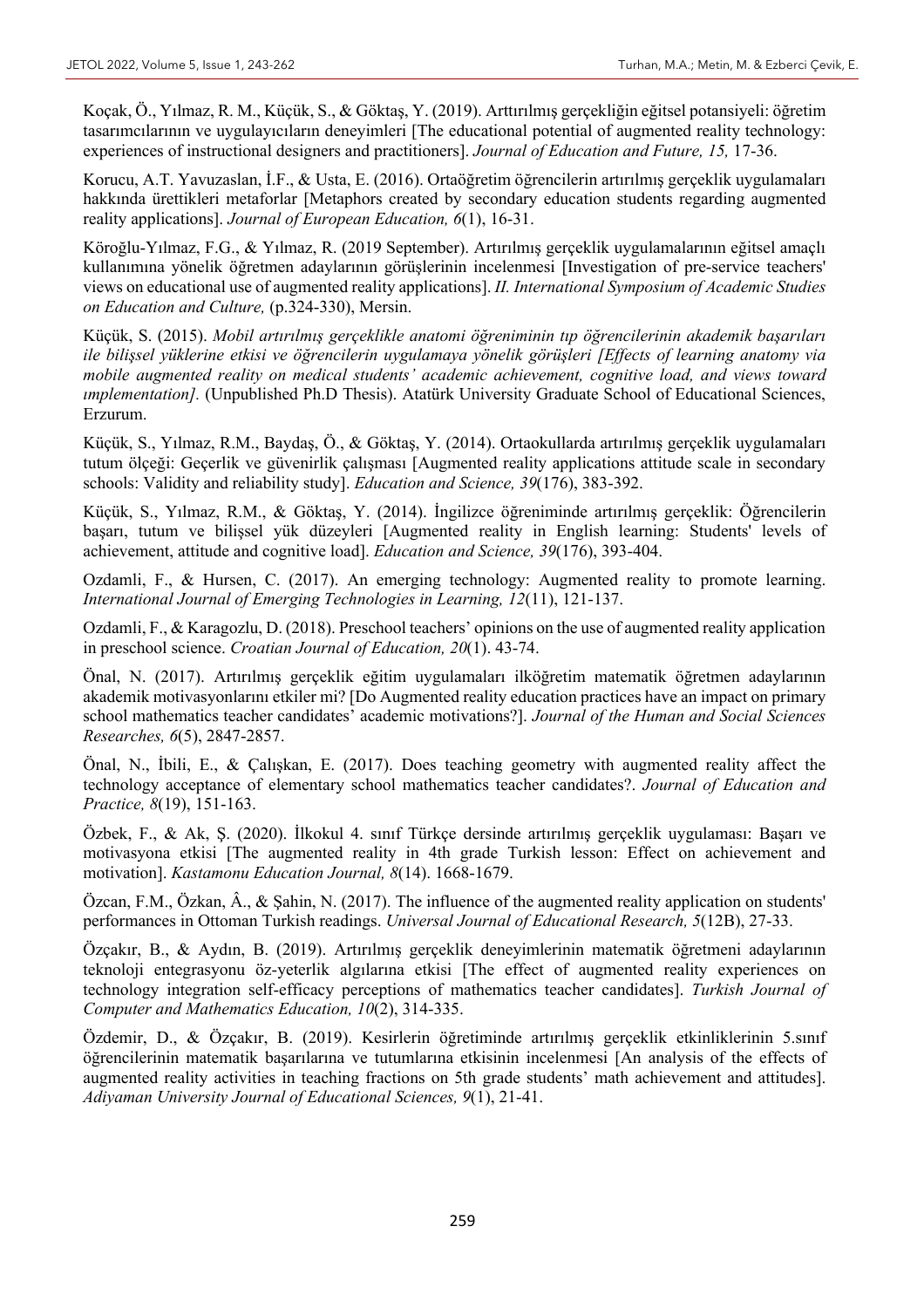Koçak, Ö., Yılmaz, R. M., Küçük, S., & Göktaş, Y. (2019). Arttırılmış gerçekliğin eğitsel potansiyeli: öğretim tasarımcılarının ve uygulayıcıların deneyimleri [The educational potential of augmented reality technology: experiences of instructional designers and practitioners]. *Journal of Education and Future, 15,* 17-36.

Korucu, A.T. Yavuzaslan, İ.F., & Usta, E. (2016). Ortaöğretim öğrencilerin artırılmış gerçeklik uygulamaları hakkında ürettikleri metaforlar [Metaphors created by secondary education students regarding augmented reality applications]. *Journal of European Education, 6*(1), 16-31.

Köroğlu-Yılmaz, F.G., & Yılmaz, R. (2019 September). Artırılmış gerçeklik uygulamalarının eğitsel amaçlı kullanımına yönelik öğretmen adaylarının görüşlerinin incelenmesi [Investigation of pre-service teachers' views on educational use of augmented reality applications]. *II. International Symposium of Academic Studies on Education and Culture,* (p.324-330), Mersin.

Küçük, S. (2015). *Mobil artırılmış gerçeklikle anatomi öğreniminin tıp öğrencilerinin akademik başarıları ile bilişsel yüklerine etkisi ve öğrencilerin uygulamaya yönelik görüşleri [Effects of learning anatomy via mobile augmented reality on medical students' academic achievement, cognitive load, and views toward ımplementation].* (Unpublished Ph.D Thesis). Atatürk University Graduate School of Educational Sciences, Erzurum.

Küçük, S., Yılmaz, R.M., Baydaş, Ö., & Göktaş, Y. (2014). Ortaokullarda artırılmış gerçeklik uygulamaları tutum ölçeği: Geçerlik ve güvenirlik çalışması [Augmented reality applications attitude scale in secondary schools: Validity and reliability study]. *Education and Science, 39*(176), 383-392.

Küçük, S., Yılmaz, R.M., & Göktaş, Y. (2014). İngilizce öğreniminde artırılmış gerçeklik: Öğrencilerin başarı, tutum ve bilişsel yük düzeyleri [Augmented reality in English learning: Students' levels of achievement, attitude and cognitive load]. *Education and Science, 39*(176), 393-404.

Ozdamli, F., & Hursen, C. (2017). An emerging technology: Augmented reality to promote learning. *International Journal of Emerging Technologies in Learning, 12*(11), 121-137.

Ozdamli, F., & Karagozlu, D. (2018). Preschool teachers' opinions on the use of augmented reality application in preschool science. *Croatian Journal of Education, 20*(1). 43-74.

Önal, N. (2017). Artırılmış gerçeklik eğitim uygulamaları ilköğretim matematik öğretmen adaylarının akademik motivasyonlarını etkiler mi? [Do Augmented reality education practices have an impact on primary school mathematics teacher candidates' academic motivations?]. *Journal of the Human and Social Sciences Researches, 6*(5), 2847-2857.

Önal, N., İbili, E., & Çalışkan, E. (2017). Does teaching geometry with augmented reality affect the technology acceptance of elementary school mathematics teacher candidates?. *Journal of Education and Practice, 8*(19), 151-163.

Özbek, F., & Ak, Ş. (2020). İlkokul 4. sınıf Türkçe dersinde artırılmış gerçeklik uygulaması: Başarı ve motivasyona etkisi [The augmented reality in 4th grade Turkish lesson: Effect on achievement and motivation]. *Kastamonu Education Journal, 8*(14). 1668-1679.

Özcan, F.M., Özkan, Â., & Şahin, N. (2017). The influence of the augmented reality application on students' performances in Ottoman Turkish readings. *Universal Journal of Educational Research, 5*(12B), 27-33.

Özçakır, B., & Aydın, B. (2019). Artırılmış gerçeklik deneyimlerinin matematik öğretmeni adaylarının teknoloji entegrasyonu öz-yeterlik algılarına etkisi [The effect of augmented reality experiences on technology integration self-efficacy perceptions of mathematics teacher candidates]. *Turkish Journal of Computer and Mathematics Education, 10*(2), 314-335.

Özdemir, D., & Özçakır, B. (2019). Kesirlerin öğretiminde artırılmış gerçeklik etkinliklerinin 5.sınıf öğrencilerinin matematik başarılarına ve tutumlarına etkisinin incelenmesi [An analysis of the effects of augmented reality activities in teaching fractions on 5th grade students' math achievement and attitudes]. *Adiyaman University Journal of Educational Sciences, 9*(1), 21-41.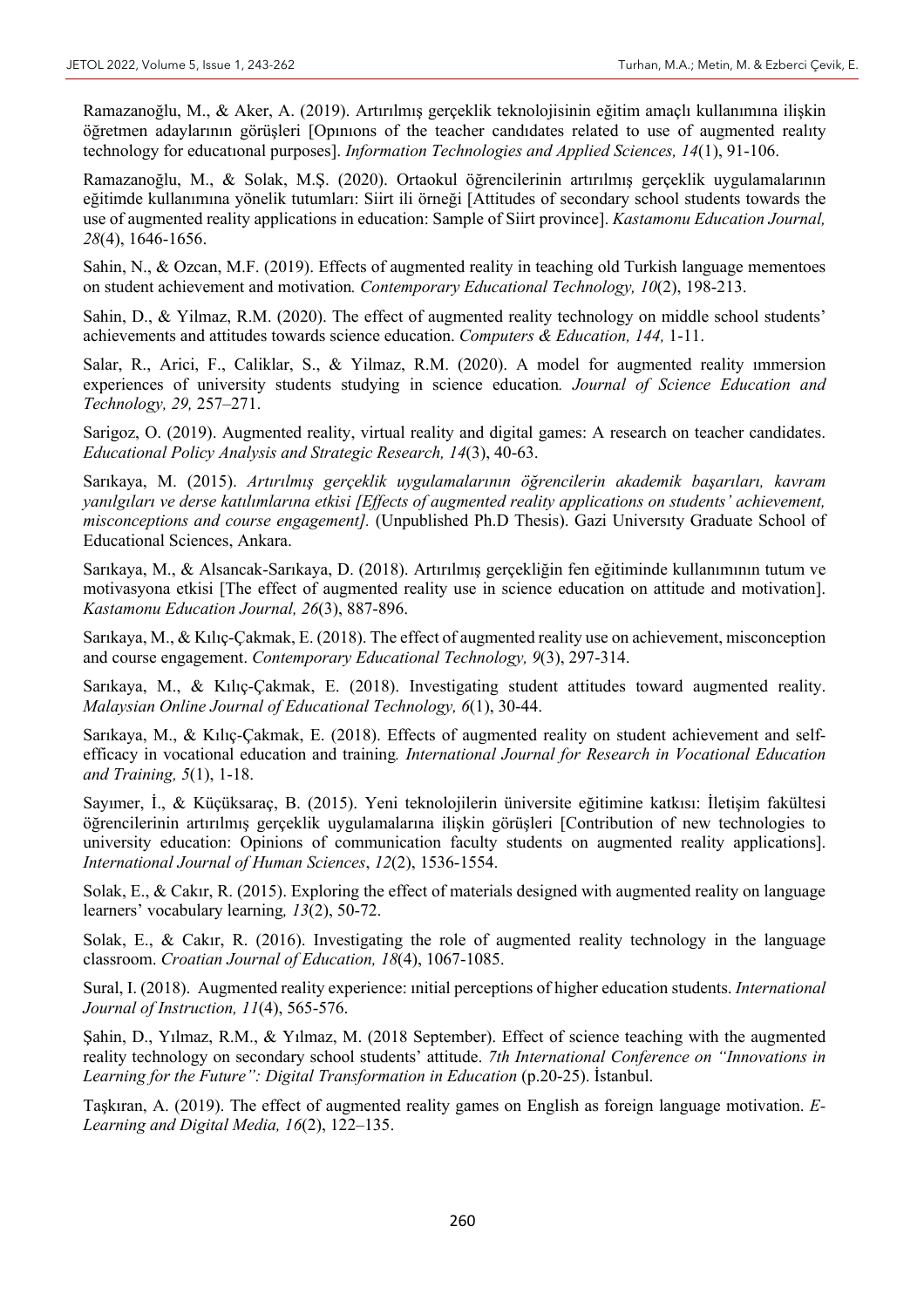Ramazanoğlu, M., & Aker, A. (2019). Artırılmış gerçeklik teknolojisinin eğitim amaçlı kullanımına ilişkin öğretmen adaylarının görüşleri [Opınıons of the teacher candıdates related to use of augmented realıty technology for educatıonal purposes]. *Information Technologies and Applied Sciences, 14*(1), 91-106.

Ramazanoğlu, M., & Solak, M.Ş. (2020). Ortaokul öğrencilerinin artırılmış gerçeklik uygulamalarının eğitimde kullanımına yönelik tutumları: Siirt ili örneği [Attitudes of secondary school students towards the use of augmented reality applications in education: Sample of Siirt province]. *Kastamonu Education Journal, 28*(4), 1646-1656.

Sahin, N., & Ozcan, M.F. (2019). Effects of augmented reality in teaching old Turkish language mementoes on student achievement and motivation*. Contemporary Educational Technology, 10*(2), 198-213.

Sahin, D., & Yilmaz, R.M. (2020). The effect of augmented reality technology on middle school students' achievements and attitudes towards science education. *Computers & Education, 144,* 1-11.

Salar, R., Arici, F., Caliklar, S., & Yilmaz, R.M. (2020). A model for augmented reality ımmersion experiences of university students studying in science education*. Journal of Science Education and Technology, 29,* 257–271.

Sarigoz, O. (2019). Augmented reality, virtual reality and digital games: A research on teacher candidates. *Educational Policy Analysis and Strategic Research, 14*(3), 40-63.

Sarıkaya, M. (2015). *Artırılmış gerçeklik uygulamalarının öğrencilerin akademik başarıları, kavram yanılgıları ve derse katılımlarına etkisi [Effects of augmented reality applications on students' achievement, misconceptions and course engagement].* (Unpublished Ph.D Thesis). Gazi Universıty Graduate School of Educational Sciences, Ankara.

Sarıkaya, M., & Alsancak-Sarıkaya, D. (2018). Artırılmış gerçekliğin fen eğitiminde kullanımının tutum ve motivasyona etkisi [The effect of augmented reality use in science education on attitude and motivation]. *Kastamonu Education Journal, 26*(3), 887-896.

Sarıkaya, M., & Kılıç-Çakmak, E. (2018). The effect of augmented reality use on achievement, misconception and course engagement. *Contemporary Educational Technology, 9*(3), 297-314.

Sarıkaya, M., & Kılıç-Çakmak, E. (2018). Investigating student attitudes toward augmented reality. *Malaysian Online Journal of Educational Technology, 6*(1), 30-44.

Sarıkaya, M., & Kılıç-Çakmak, E. (2018). Effects of augmented reality on student achievement and self-efficacy in vocational education and training*. International Journal for Research in Vocational Education and Training, 5*(1), 1-18.

Sayımer, İ., & Küçüksaraç, B. (2015). Yeni teknolojilerin üniversite eğitimine katkısı: İletişim fakültesi öğrencilerinin artırılmış gerçeklik uygulamalarına ilişkin görüşleri [Contribution of new technologies to university education: Opinions of communication faculty students on augmented reality applications]. *International Journal of Human Sciences*, *12*(2), 1536-1554.

Solak, E., & Cakır, R. (2015). Exploring the effect of materials designed with augmented reality on language learners' vocabulary learning*, 13*(2), 50-72.

Solak, E., & Cakır, R. (2016). Investigating the role of augmented reality technology in the language classroom. *Croatian Journal of Education, 18*(4), 1067-1085.

Sural, I. (2018). Augmented reality experience: ınitial perceptions of higher education students. *International Journal of Instruction, 11*(4), 565-576.

Şahin, D., Yılmaz, R.M., & Yılmaz, M. (2018 September). Effect of science teaching with the augmented reality technology on secondary school students' attitude. *7th International Conference on "Innovations in Learning for the Future": Digital Transformation in Education* (p.20-25). İstanbul.

Taşkıran, A. (2019). The effect of augmented reality games on English as foreign language motivation. *E-Learning and Digital Media, 16*(2), 122–135.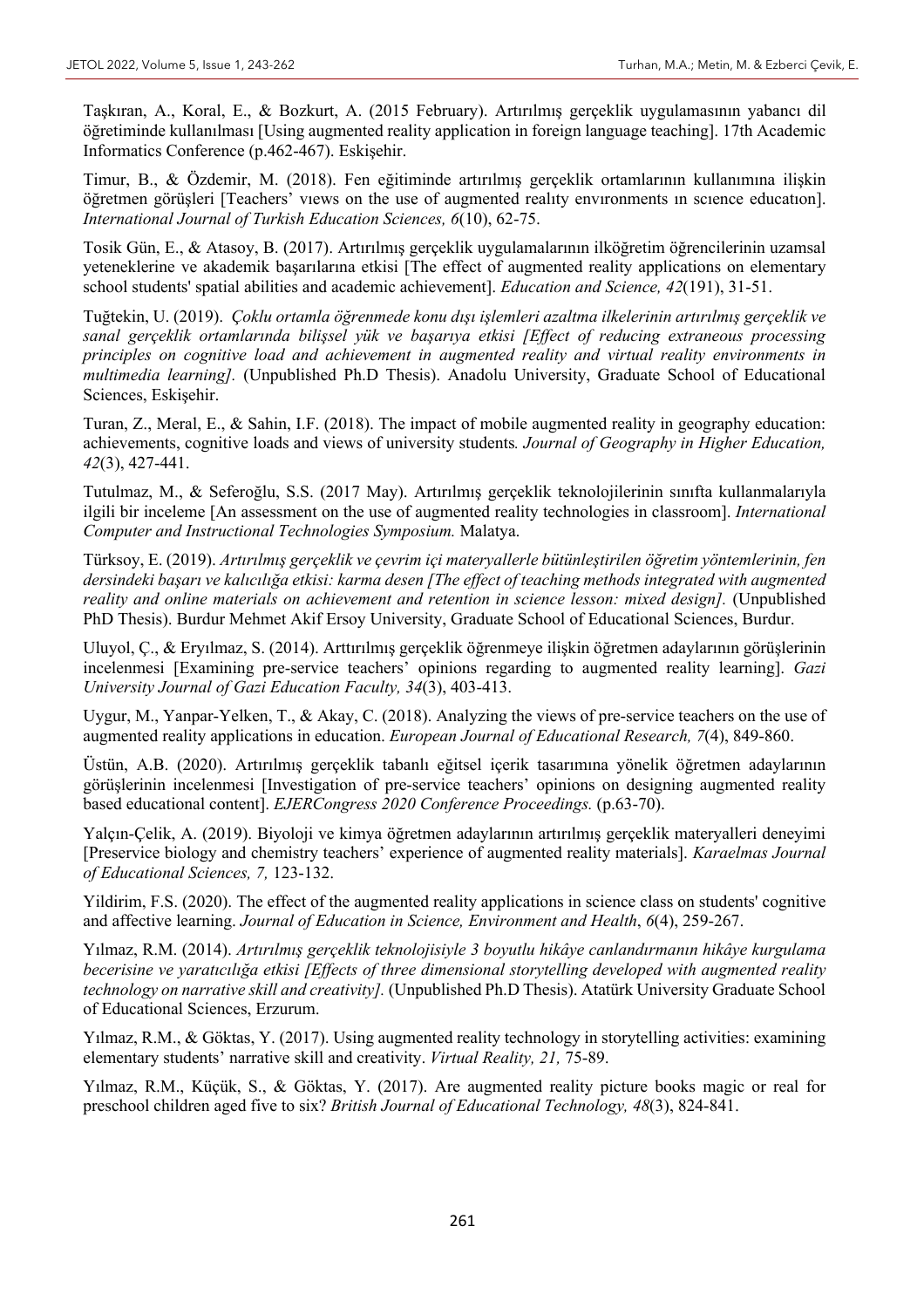Taşkıran, A., Koral, E., & Bozkurt, A. (2015 February). Artırılmış gerçeklik uygulamasının yabancı dil öğretiminde kullanılması [Using augmented reality application in foreign language teaching]. 17th Academic Informatics Conference (p.462-467). Eskişehir.

Timur, B., & Özdemir, M. (2018). Fen eğitiminde artırılmış gerçeklik ortamlarının kullanımına ilişkin öğretmen görüşleri [Teachers' vıews on the use of augmented realıty envıronments ın scıence educatıon]. *International Journal of Turkish Education Sciences, 6*(10), 62-75.

Tosik Gün, E., & Atasoy, B. (2017). Artırılmış gerçeklik uygulamalarının ilköğretim öğrencilerinin uzamsal yeteneklerine ve akademik başarılarına etkisi [The effect of augmented reality applications on elementary school students' spatial abilities and academic achievement]. *Education and Science, 42*(191), 31-51.

Tuğtekin, U. (2019). *Çoklu ortamla öğrenmede konu dışı işlemleri azaltma ilkelerinin artırılmış gerçeklik ve sanal gerçeklik ortamlarında bilişsel yük ve başarıya etkisi [Effect of reducing extraneous processing principles on cognitive load and achievement in augmented reality and virtual reality environments in multimedia learning].* (Unpublished Ph.D Thesis). Anadolu University, Graduate School of Educational Sciences, Eskişehir.

Turan, Z., Meral, E., & Sahin, I.F. (2018). The impact of mobile augmented reality in geography education: achievements, cognitive loads and views of university students*. Journal of Geography in Higher Education, 42*(3), 427-441.

Tutulmaz, M., & Seferoğlu, S.S. (2017 May). Artırılmış gerçeklik teknolojilerinin sınıfta kullanmalarıyla ilgili bir inceleme [An assessment on the use of augmented reality technologies in classroom]. *International Computer and Instructional Technologies Symposium.* Malatya.

Türksoy, E. (2019). *Artırılmış gerçeklik ve çevrim içi materyallerle bütünleştirilen öğretim yöntemlerinin, fen dersindeki başarı ve kalıcılığa etkisi: karma desen [The effect of teaching methods integrated with augmented reality and online materials on achievement and retention in science lesson: mixed design].* (Unpublished PhD Thesis). Burdur Mehmet Akif Ersoy University, Graduate School of Educational Sciences, Burdur.

Uluyol, Ç., & Eryılmaz, S. (2014). Arttırılmış gerçeklik öğrenmeye ilişkin öğretmen adaylarının görüşlerinin incelenmesi [Examining pre-service teachers' opinions regarding to augmented reality learning]. *Gazi University Journal of Gazi Education Faculty, 34*(3), 403-413.

Uygur, M., Yanpar-Yelken, T., & Akay, C. (2018). Analyzing the views of pre-service teachers on the use of augmented reality applications in education. *European Journal of Educational Research, 7*(4), 849-860.

Üstün, A.B. (2020). Artırılmış gerçeklik tabanlı eğitsel içerik tasarımına yönelik öğretmen adaylarının görüşlerinin incelenmesi [Investigation of pre-service teachers' opinions on designing augmented reality based educational content]. *EJERCongress 2020 Conference Proceedings.* (p.63-70).

Yalçın-Çelik, A. (2019). Biyoloji ve kimya öğretmen adaylarının artırılmış gerçeklik materyalleri deneyimi [Preservice biology and chemistry teachers' experience of augmented reality materials]. *Karaelmas Journal of Educational Sciences, 7,* 123-132.

Yildirim, F.S. (2020). The effect of the augmented reality applications in science class on students' cognitive and affective learning. *Journal of Education in Science, Environment and Health*, *6*(4), 259-267.

Yılmaz, R.M. (2014). *Artırılmış gerçeklik teknolojisiyle 3 boyutlu hikâye canlandırmanın hikâye kurgulama becerisine ve yaratıcılığa etkisi [Effects of three dimensional storytelling developed with augmented reality technology on narrative skill and creativity].* (Unpublished Ph.D Thesis). Atatürk University Graduate School of Educational Sciences, Erzurum.

Yılmaz, R.M., & Göktas, Y. (2017). Using augmented reality technology in storytelling activities: examining elementary students' narrative skill and creativity. *Virtual Reality, 21,* 75-89.

Yılmaz, R.M., Küçük, S., & Göktas, Y. (2017). Are augmented reality picture books magic or real for preschool children aged five to six? *British Journal of Educational Technology, 48*(3), 824-841.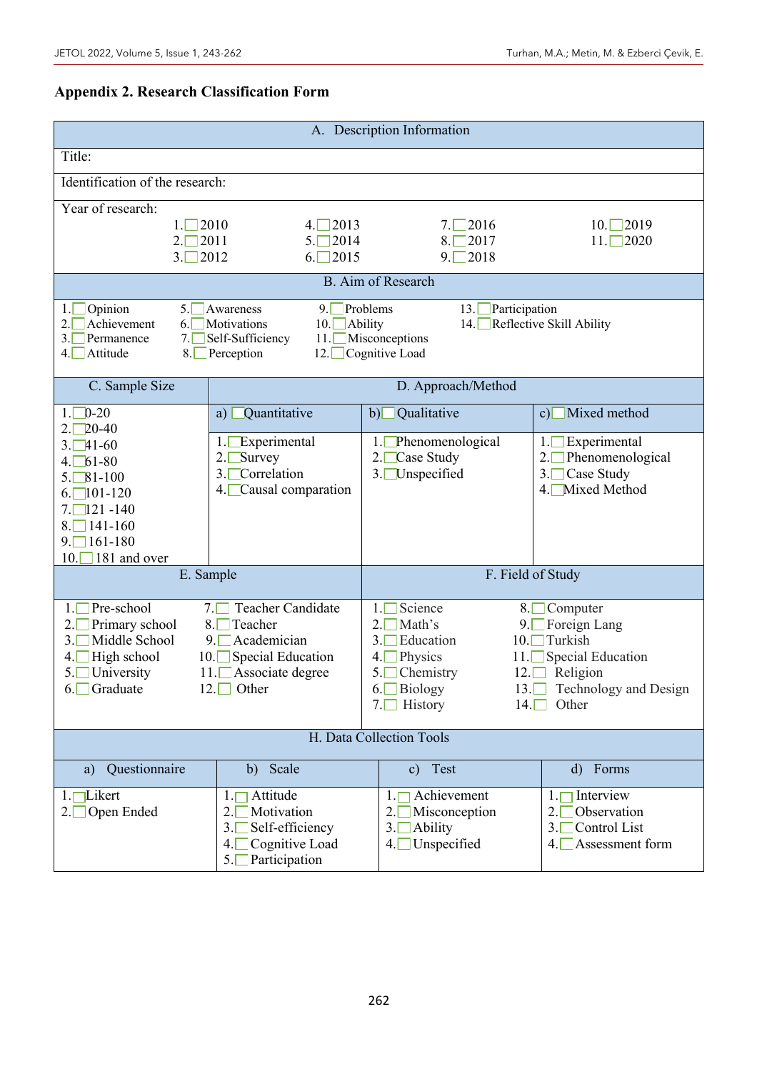## Appendix 2. Research Classification Form

**A. Description Information**

Title:

Identification of the research:

Year of research:

| | | | |
|---|---|---|---|
| 1. ☐ 2010 | 4. ☐ 2013 | 7. ☐ 2016 | 10. ☐ 2019 |
| 2. ☐ 2011 | 5. ☐ 2014 | 8. ☐ 2017 | 11. ☐ 2020 |
| 3. ☐ 2012 | 6. ☐ 2015 | 9. ☐ 2018 | |

**B. Aim of Research**

| | | | |
|---|---|---|---|
| 1. ☐ Opinion | 5. ☐ Awareness | 9. ☐ Problems | 13. ☐ Participation |
| 2. ☐ Achievement | 6. ☐ Motivations | 10. ☐ Ability | 14. ☐ Reflective Skill Ability |
| 3. ☐ Permanence | 7. ☐ Self-Sufficiency | 11. ☐ Misconceptions | |
| 4. ☐ Attitude | 8. ☐ Perception | 12. ☐ Cognitive Load | |

| C. Sample Size | D. Approach/Method | | |
|---|---|---|---|
| | a) ☐ Quantitative | b) ☐ Qualitative | c) ☐ Mixed method |
| 1. ☐ 0-20 | 1. ☐ Experimental | 1. ☐ Phenomenological | 1. ☐ Experimental |
| 2. ☐ 20-40 | 2. ☐ Survey | 2. ☐ Case Study | 2. ☐ Phenomenological |
| 3. ☐ 41-60 | 3. ☐ Correlation | 3. ☐ Unspecified | 3. ☐ Case Study |
| 4. ☐ 61-80 | 4. ☐ Causal comparation | | 4. ☐ Mixed Method |
| 5. ☐ 81-100 | | | |
| 6. ☐ 101-120 | | | |
| 7. ☐ 121 -140 | | | |
| 8. ☐ 141-160 | | | |
| 9. ☐ 161-180 | | | |
| 10. ☐ 181 and over | | | |

| E. Sample | | F. Field of Study | |
|---|---|---|---|
| 1. ☐ Pre-school | 7. ☐ Teacher Candidate | 1. ☐ Science | 8. ☐ Computer |
| 2. ☐ Primary school | 8. ☐ Teacher | 2. ☐ Math's | 9. ☐ Foreign Lang |
| 3. ☐ Middle School | 9. ☐ Academician | 3. ☐ Education | 10. ☐ Turkish |
| 4. ☐ High school | 10. ☐ Special Education | 4. ☐ Physics | 11. ☐ Special Education |
| 5. ☐ University | 11. ☐ Associate degree | 5. ☐ Chemistry | 12. ☐ Religion |
| 6. ☐ Graduate | 12. ☐ Other | 6. ☐ Biology | 13. ☐ Technology and Design |
| | | 7. ☐ History | 14. ☐ Other |

**H. Data Collection Tools**

| a) Questionnaire | b) Scale | c) Test | d) Forms |
|---|---|---|---|
| 1. ☐ Likert | 1. ☐ Attitude | 1. ☐ Achievement | 1. ☐ Interview |
| 2. ☐ Open Ended | 2. ☐ Motivation | 2. ☐ Misconception | 2. ☐ Observation |
| | 3. ☐ Self-efficiency | 3. ☐ Ability | 3. ☐ Control List |
| | 4. ☐ Cognitive Load | 4. ☐ Unspecified | 4. ☐ Assessment form |
| | 5. ☐ Participation | | |